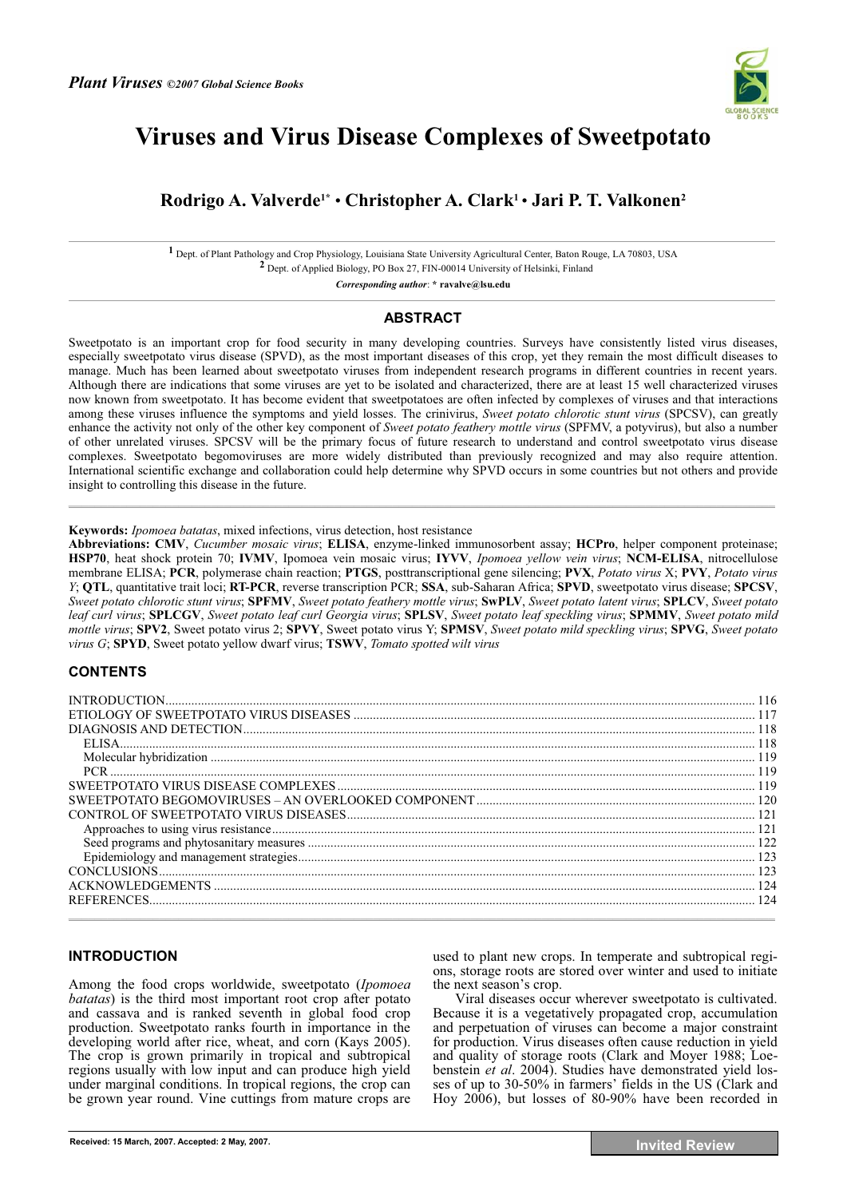# Viruses and Virus Disease Complexes of Sweetpotato

**Rodrigo A. Valverde[1*] • Christopher A. Clark[1] • Jari P. T. Valkonen[2]**

[1] Dept. of Plant Pathology and Crop Physiology, Louisiana State University Agricultural Center, Baton Rouge, LA 70803, USA
[2] Dept. of Applied Biology, PO Box 27, FIN-00014 University of Helsinki, Finland

*Corresponding author*: * **ravalve@lsu.edu**

## ABSTRACT

Sweetpotato is an important crop for food security in many developing countries. Surveys have consistently listed virus diseases, especially sweetpotato virus disease (SPVD), as the most important diseases of this crop, yet they remain the most difficult diseases to manage. Much has been learned about sweetpotato viruses from independent research programs in different countries in recent years. Although there are indications that some viruses are yet to be isolated and characterized, there are at least 15 well characterized viruses now known from sweetpotato. It has become evident that sweetpotatoes are often infected by complexes of viruses and that interactions among these viruses influence the symptoms and yield losses. The crinivirus, *Sweet potato chlorotic stunt virus* (SPCSV), can greatly enhance the activity not only of the other key component of *Sweet potato feathery mottle virus* (SPFMV, a potyvirus), but also a number of other unrelated viruses. SPCSV will be the primary focus of future research to understand and control sweetpotato virus disease complexes. Sweetpotato begomoviruses are more widely distributed than previously recognized and may also require attention. International scientific exchange and collaboration could help determine why SPVD occurs in some countries but not others and provide insight to controlling this disease in the future.

**Keywords:** *Ipomoea batatas*, mixed infections, virus detection, host resistance

**Abbreviations: CMV**, *Cucumber mosaic virus*; **ELISA**, enzyme-linked immunosorbent assay; **HCPro**, helper component proteinase; **HSP70**, heat shock protein 70; **IVMV**, Ipomoea vein mosaic virus; **IYVV**, *Ipomoea yellow vein virus*; **NCM-ELISA**, nitrocellulose membrane ELISA; **PCR**, polymerase chain reaction; **PTGS**, posttranscriptional gene silencing; **PVX**, *Potato virus* X; **PVY**, *Potato virus Y*; **QTL**, quantitative trait loci; **RT-PCR**, reverse transcription PCR; **SSA**, sub-Saharan Africa; **SPVD**, sweetpotato virus disease; **SPCSV**, *Sweet potato chlorotic stunt virus*; **SPFMV**, *Sweet potato feathery mottle virus*; **SwPLV**, *Sweet potato latent virus*; **SPLCV**, *Sweet potato leaf curl virus*; **SPLCGV**, *Sweet potato leaf curl Georgia virus*; **SPLSV**, *Sweet potato leaf speckling virus*; **SPMMV**, *Sweet potato mild mottle virus*; **SPV2**, Sweet potato virus 2; **SPVY**, Sweet potato virus Y; **SPMSV**, *Sweet potato mild speckling virus*; **SPVG**, *Sweet potato virus G*; **SPYD**, Sweet potato yellow dwarf virus; **TSWV**, *Tomato spotted wilt virus*

## CONTENTS

INTRODUCTION ... 116
ETIOLOGY OF SWEETPOTATO VIRUS DISEASES ... 117
DIAGNOSIS AND DETECTION ... 118
- ELISA ... 118
- Molecular hybridization ... 119
- PCR ... 119

SWEETPOTATO VIRUS DISEASE COMPLEXES ... 119
SWEETPOTATO BEGOMOVIRUSES – AN OVERLOOKED COMPONENT ... 120
CONTROL OF SWEETPOTATO VIRUS DISEASES ... 121
- Approaches to using virus resistance ... 121
- Seed programs and phytosanitary measures ... 122
- Epidemiology and management strategies ... 123

CONCLUSIONS ... 123
ACKNOWLEDGEMENTS ... 124
REFERENCES ... 124

## INTRODUCTION

Among the food crops worldwide, sweetpotato (*Ipomoea batatas*) is the third most important root crop after potato and cassava and is ranked seventh in global food crop production. Sweetpotato ranks fourth in importance in the developing world after rice, wheat, and corn (Kays 2005). The crop is grown primarily in tropical and subtropical regions usually with low input and can produce high yield under marginal conditions. In tropical regions, the crop can be grown year round. Vine cuttings from mature crops are used to plant new crops. In temperate and subtropical regions, storage roots are stored over winter and used to initiate the next season's crop.

Viral diseases occur wherever sweetpotato is cultivated. Because it is a vegetatively propagated crop, accumulation and perpetuation of viruses can become a major constraint for production. Virus diseases often cause reduction in yield and quality of storage roots (Clark and Moyer 1988; Loebenstein *et al*. 2004). Studies have demonstrated yield losses of up to 30-50% in farmers' fields in the US (Clark and Hoy 2006), but losses of 80-90% have been recorded in

Received: 15 March, 2007. Accepted: 2 May, 2007.

Invited Review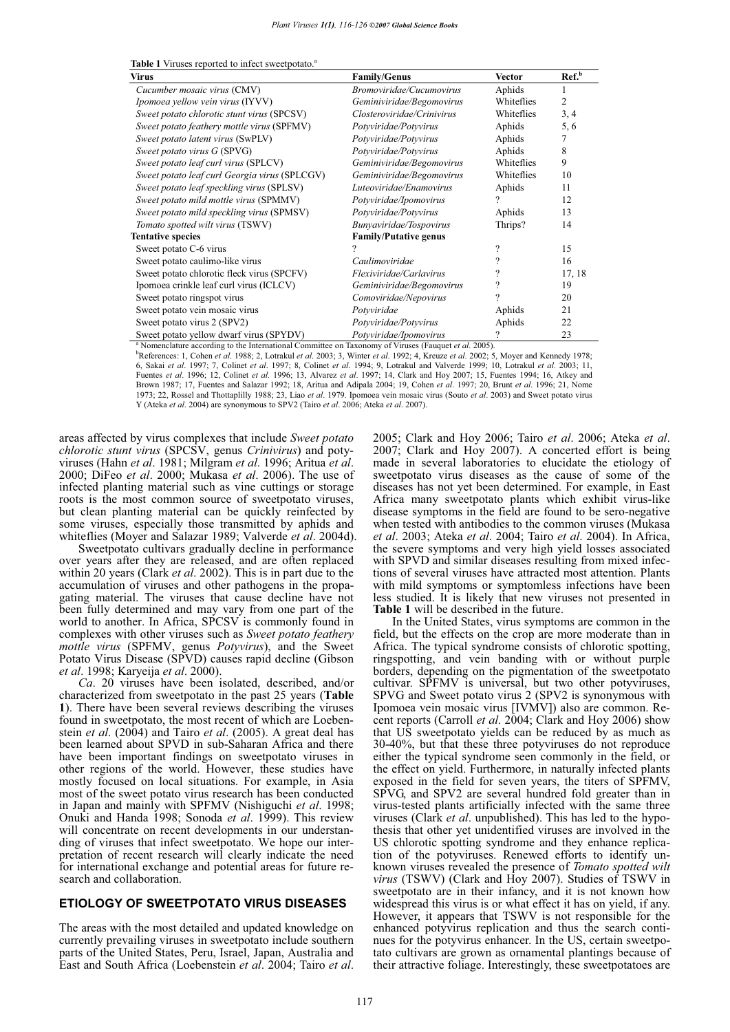**Table 1** Viruses reported to infect sweetpotato.[a]

| Virus | Family/Genus | Vector | Ref.[b] |
|---|---|---|---|
| *Cucumber mosaic virus* (CMV) | *Bromoviridae/Cucumovirus* | Aphids | 1 |
| *Ipomoea yellow vein virus* (IYVV) | *Geminiviridae/Begomovirus* | Whiteflies | 2 |
| *Sweet potato chlorotic stunt virus* (SPCSV) | *Closteroviridae/Crinivirus* | Whiteflies | 3, 4 |
| *Sweet potato feathery mottle virus* (SPFMV) | *Potyviridae/Potyvirus* | Aphids | 5, 6 |
| *Sweet potato latent virus* (SwPLV) | *Potyviridae/Potyvirus* | Aphids | 7 |
| *Sweet potato virus G* (SPVG) | *Potyviridae/Potyvirus* | Aphids | 8 |
| *Sweet potato leaf curl virus* (SPLCV) | *Geminiviridae/Begomovirus* | Whiteflies | 9 |
| *Sweet potato leaf curl Georgia virus* (SPLCGV) | *Geminiviridae/Begomovirus* | Whiteflies | 10 |
| *Sweet potato leaf speckling virus* (SPLSV) | *Luteoviridae/Enamovirus* | Aphids | 11 |
| *Sweet potato mild mottle virus* (SPMMV) | *Potyviridae/Ipomovirus* | ? | 12 |
| *Sweet potato mild speckling virus* (SPMSV) | *Potyviridae/Potyvirus* | Aphids | 13 |
| *Tomato spotted wilt virus* (TSWV) | *Bunyaviridae/Tospovirus* | Thrips? | 14 |
| **Tentative species** | **Family/Putative genus** | | |
| Sweet potato C-6 virus | ? | ? | 15 |
| Sweet potato caulimo-like virus | *Caulimoviridae* | ? | 16 |
| Sweet potato chlorotic fleck virus (SPCFV) | *Flexiviridae/Carlavirus* | ? | 17, 18 |
| Ipomoea crinkle leaf curl virus (ICLCV) | *Geminiviridae/Begomovirus* | ? | 19 |
| Sweet potato ringspot virus | *Comoviridae/Nepovirus* | ? | 20 |
| Sweet potato vein mosaic virus | *Potyviridae* | Aphids | 21 |
| Sweet potato virus 2 (SPV2) | *Potyviridae/Potyvirus* | Aphids | 22 |
| Sweet potato yellow dwarf virus (SPYDV) | *Potyviridae/Ipomovirus* | ? | 23 |

[a] Nomenclature according to the International Committee on Taxonomy of Viruses (Fauquet *et al*. 2005).

[b]References: 1, Cohen *et al*. 1988; 2, Lotrakul *et al*. 2003; 3, Winter *et al*. 1992; 4, Kreuze *et al*. 2002; 5, Moyer and Kennedy 1978; 6, Sakai *et al*. 1997; 7, Colinet *et al*. 1997; 8, Colinet *et al*. 1994; 9, Lotrakul and Valverde 1999; 10, Lotrakul *et al*. 2003; 11, Fuentes *et al*. 1996; 12, Colinet *et al*. 1996; 13, Alvarez *et al*. 1997; 14, Clark and Hoy 2007; 15, Fuentes 1994; 16, Atkey and Brown 1987; 17, Fuentes and Salazar 1992; 18, Aritua and Adipala 2004; 19, Cohen *et al*. 1997; 20, Brunt *et al*. 1996; 21, Nome 1973; 22, Rossel and Thottaplilly 1988; 23, Liao *et al*. 1979. Ipomoea vein mosaic virus (Souto *et al*. 2003) and Sweet potato virus Y (Ateka *et al*. 2004) are synonymous to SPV2 (Tairo *et al*. 2006; Ateka *et al*. 2007).

areas affected by virus complexes that include *Sweet potato chlorotic stunt virus* (SPCSV, genus *Crinivirus*) and potyviruses (Hahn *et al*. 1981; Milgram *et al*. 1996; Aritua *et al*. 2000; DiFeo *et al*. 2000; Mukasa *et al*. 2006). The use of infected planting material such as vine cuttings or storage roots is the most common source of sweetpotato viruses, but clean planting material can be quickly reinfected by some viruses, especially those transmitted by aphids and whiteflies (Moyer and Salazar 1989; Valverde *et al*. 2004d).

Sweetpotato cultivars gradually decline in performance over years after they are released, and are often replaced within 20 years (Clark *et al*. 2002). This is in part due to the accumulation of viruses and other pathogens in the propagating material. The viruses that cause decline have not been fully determined and may vary from one part of the world to another. In Africa, SPCSV is commonly found in complexes with other viruses such as *Sweet potato feathery mottle virus* (SPFMV, genus *Potyvirus*), and the Sweet Potato Virus Disease (SPVD) causes rapid decline (Gibson *et al*. 1998; Karyeija *et al*. 2000).

*Ca*. 20 viruses have been isolated, described, and/or characterized from sweetpotato in the past 25 years (**Table 1**). There have been several reviews describing the viruses found in sweetpotato, the most recent of which are Loebenstein *et al*. (2004) and Tairo *et al*. (2005). A great deal has been learned about SPVD in sub-Saharan Africa and there have been important findings on sweetpotato viruses in other regions of the world. However, these studies have mostly focused on local situations. For example, in Asia most of the sweet potato virus research has been conducted in Japan and mainly with SPFMV (Nishiguchi *et al*. 1998; Onuki and Handa 1998; Sonoda *et al*. 1999). This review will concentrate on recent developments in our understanding of viruses that infect sweetpotato. We hope our interpretation of recent research will clearly indicate the need for international exchange and potential areas for future research and collaboration.

## ETIOLOGY OF SWEETPOTATO VIRUS DISEASES

The areas with the most detailed and updated knowledge on currently prevailing viruses in sweetpotato include southern parts of the United States, Peru, Israel, Japan, Australia and East and South Africa (Loebenstein *et al*. 2004; Tairo *et al*. 2005; Clark and Hoy 2006; Tairo *et al*. 2006; Ateka *et al*. 2007; Clark and Hoy 2007). A concerted effort is being made in several laboratories to elucidate the etiology of sweetpotato virus diseases as the cause of some of the diseases has not yet been determined. For example, in East Africa many sweetpotato plants which exhibit virus-like disease symptoms in the field are found to be sero-negative when tested with antibodies to the common viruses (Mukasa *et al*. 2003; Ateka *et al*. 2004; Tairo *et al*. 2004). In Africa, the severe symptoms and very high yield losses associated with SPVD and similar diseases resulting from mixed infections of several viruses have attracted most attention. Plants with mild symptoms or symptomless infections have been less studied. It is likely that new viruses not presented in **Table 1** will be described in the future.

In the United States, virus symptoms are common in the field, but the effects on the crop are more moderate than in Africa. The typical syndrome consists of chlorotic spotting, ringspotting, and vein banding with or without purple borders, depending on the pigmentation of the sweetpotato cultivar. SPFMV is universal, but two other potyviruses, SPVG and Sweet potato virus 2 (SPV2 is synonymous with Ipomoea vein mosaic virus [IVMV]) also are common. Recent reports (Carroll *et al*. 2004; Clark and Hoy 2006) show that US sweetpotato yields can be reduced by as much as 30-40%, but that these three potyviruses do not reproduce either the typical syndrome seen commonly in the field, or the effect on yield. Furthermore, in naturally infected plants exposed in the field for seven years, the titers of SPFMV, SPVG, and SPV2 are several hundred fold greater than in virus-tested plants artificially infected with the same three viruses (Clark *et al*. unpublished). This has led to the hypothesis that other yet unidentified viruses are involved in the US chlorotic spotting syndrome and they enhance replication of the potyviruses. Renewed efforts to identify unknown viruses revealed the presence of *Tomato spotted wilt virus* (TSWV) (Clark and Hoy 2007). Studies of TSWV in sweetpotato are in their infancy, and it is not known how widespread this virus is or what effect it has on yield, if any. However, it appears that TSWV is not responsible for the enhanced potyvirus replication and thus the search continues for the potyvirus enhancer. In the US, certain sweetpotato cultivars are grown as ornamental plantings because of their attractive foliage. Interestingly, these sweetpotatoes are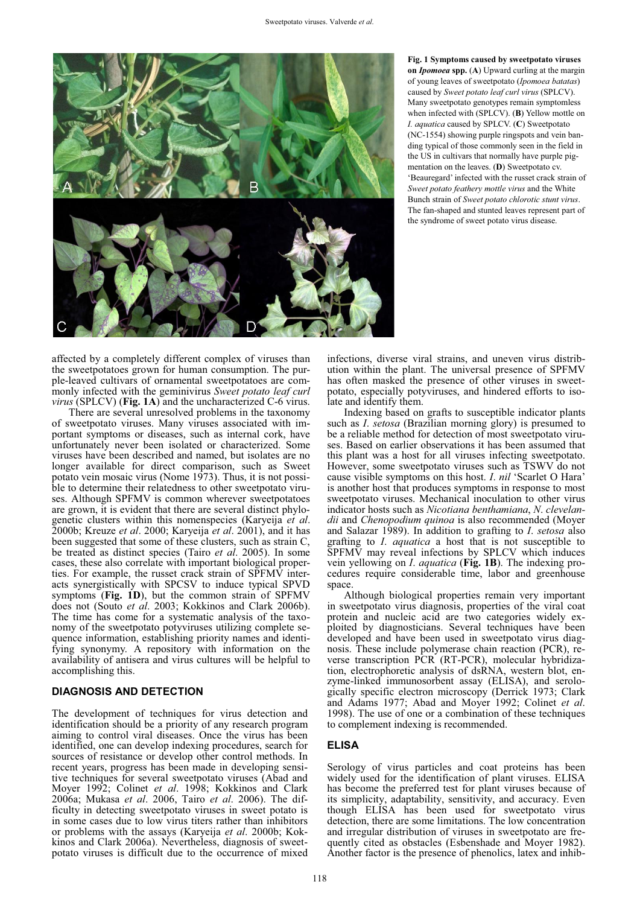**Fig. 1 Symptoms caused by sweetpotato viruses on *Ipomoea* spp.** (**A**) Upward curling at the margin of young leaves of sweetpotato (*Ipomoea batatas*) caused by *Sweet potato leaf curl virus* (SPLCV). Many sweetpotato genotypes remain symptomless when infected with (SPLCV). (**B**) Yellow mottle on *I. aquatica* caused by SPLCV. (**C**) Sweetpotato (NC-1554) showing purple ringspots and vein banding typical of those commonly seen in the field in the US in cultivars that normally have purple pigmentation on the leaves. (**D**) Sweetpotato cv. 'Beauregard' infected with the russet crack strain of *Sweet potato feathery mottle virus* and the White Bunch strain of *Sweet potato chlorotic stunt virus*. The fan-shaped and stunted leaves represent part of the syndrome of sweet potato virus disease.

affected by a completely different complex of viruses than the sweetpotatoes grown for human consumption. The purple-leaved cultivars of ornamental sweetpotatoes are commonly infected with the geminivirus *Sweet potato leaf curl virus* (SPLCV) (**Fig. 1A**) and the uncharacterized C-6 virus.

There are several unresolved problems in the taxonomy of sweetpotato viruses. Many viruses associated with important symptoms or diseases, such as internal cork, have unfortunately never been isolated or characterized. Some viruses have been described and named, but isolates are no longer available for direct comparison, such as Sweet potato vein mosaic virus (Nome 1973). Thus, it is not possible to determine their relatedness to other sweetpotato viruses. Although SPFMV is common wherever sweetpotatoes are grown, it is evident that there are several distinct phylogenetic clusters within this nomenspecies (Karyeija *et al*. 2000b; Kreuze *et al*. 2000; Karyeija *et al*. 2001), and it has been suggested that some of these clusters, such as strain C, be treated as distinct species (Tairo *et al*. 2005). In some cases, these also correlate with important biological properties. For example, the russet crack strain of SPFMV interacts synergistically with SPCSV to induce typical SPVD symptoms (**Fig. 1D**), but the common strain of SPFMV does not (Souto *et al*. 2003; Kokkinos and Clark 2006b). The time has come for a systematic analysis of the taxonomy of the sweetpotato potyviruses utilizing complete sequence information, establishing priority names and identifying synonymy. A repository with information on the availability of antisera and virus cultures will be helpful to accomplishing this.

## DIAGNOSIS AND DETECTION

The development of techniques for virus detection and identification should be a priority of any research program aiming to control viral diseases. Once the virus has been identified, one can develop indexing procedures, search for sources of resistance or develop other control methods. In recent years, progress has been made in developing sensitive techniques for several sweetpotato viruses (Abad and Moyer 1992; Colinet *et al*. 1998; Kokkinos and Clark 2006a; Mukasa *et al*. 2006, Tairo *et al*. 2006). The difficulty in detecting sweetpotato viruses in sweet potato is in some cases due to low virus titers rather than inhibitors or problems with the assays (Karyeija *et al*. 2000b; Kokkinos and Clark 2006a). Nevertheless, diagnosis of sweetpotato viruses is difficult due to the occurrence of mixed infections, diverse viral strains, and uneven virus distribution within the plant. The universal presence of SPFMV has often masked the presence of other viruses in sweetpotato, especially potyviruses, and hindered efforts to isolate and identify them.

Indexing based on grafts to susceptible indicator plants such as *I. setosa* (Brazilian morning glory) is presumed to be a reliable method for detection of most sweetpotato viruses. Based on earlier observations it has been assumed that this plant was a host for all viruses infecting sweetpotato. However, some sweetpotato viruses such as TSWV do not cause visible symptoms on this host. *I. nil* 'Scarlet O Hara' is another host that produces symptoms in response to most sweetpotato viruses. Mechanical inoculation to other virus indicator hosts such as *Nicotiana benthamiana*, *N. clevelandii* and *Chenopodium quinoa* is also recommended (Moyer and Salazar 1989). In addition to grafting to *I. setosa* also grafting to *I. aquatica* a host that is not susceptible to SPFMV may reveal infections by SPLCV which induces vein yellowing on *I. aquatica* (**Fig. 1B**). The indexing procedures require considerable time, labor and greenhouse space.

Although biological properties remain very important in sweetpotato virus diagnosis, properties of the viral coat protein and nucleic acid are two categories widely exploited by diagnosticians. Several techniques have been developed and have been used in sweetpotato virus diagnosis. These include polymerase chain reaction (PCR), reverse transcription PCR (RT-PCR), molecular hybridization, electrophoretic analysis of dsRNA, western blot, enzyme-linked immunosorbent assay (ELISA), and serologically specific electron microscopy (Derrick 1973; Clark and Adams 1977; Abad and Moyer 1992; Colinet *et al*. 1998). The use of one or a combination of these techniques to complement indexing is recommended.

## ELISA

Serology of virus particles and coat proteins has been widely used for the identification of plant viruses. ELISA has become the preferred test for plant viruses because of its simplicity, adaptability, sensitivity, and accuracy. Even though ELISA has been used for sweetpotato virus detection, there are some limitations. The low concentration and irregular distribution of viruses in sweetpotato are frequently cited as obstacles (Esbenshade and Moyer 1982). Another factor is the presence of phenolics, latex and inhib-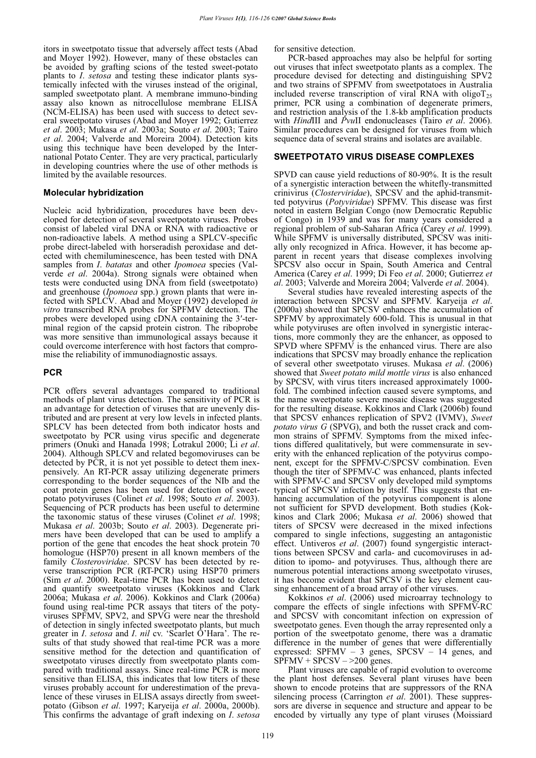itors in sweetpotato tissue that adversely affect tests (Abad and Moyer 1992). However, many of these obstacles can be avoided by grafting scions of the tested sweet-potato plants to *I. setosa* and testing these indicator plants systemically infected with the viruses instead of the original, sampled sweetpotato plant. A membrane immuno-binding assay also known as nitrocellulose membrane ELISA (NCM-ELISA) has been used with success to detect several sweetpotato viruses (Abad and Moyer 1992; Gutierrez *et al*. 2003; Mukasa *et al*. 2003a; Souto *et al*. 2003; Tairo *et al*. 2004; Valverde and Moreira 2004). Detection kits using this technique have been developed by the International Potato Center. They are very practical, particularly in developing countries where the use of other methods is limited by the available resources.

### Molecular hybridization

Nucleic acid hybridization, procedures have been developed for detection of several sweetpotato viruses. Probes consist of labeled viral DNA or RNA with radioactive or non-radioactive labels. A method using a SPLCV-specific probe direct-labeled with horseradish peroxidase and detected with chemiluminescence, has been tested with DNA samples from *I. batatas* and other *Ipomoea* species (Valverde *et al*. 2004a). Strong signals were obtained when tests were conducted using DNA from field (sweetpotato) and greenhouse (*Ipomoea* spp.) grown plants that were infected with SPLCV. Abad and Moyer (1992) developed *in vitro* transcribed RNA probes for SPFMV detection. The probes were developed using cDNA containing the 3′-terminal region of the capsid protein cistron. The riboprobe was more sensitive than immunological assays because it could overcome interference with host factors that compromise the reliability of immunodiagnostic assays.

### PCR

PCR offers several advantages compared to traditional methods of plant virus detection. The sensitivity of PCR is an advantage for detection of viruses that are unevenly distributed and are present at very low levels in infected plants. SPLCV has been detected from both indicator hosts and sweetpotato by PCR using virus specific and degenerate primers (Onuki and Hanada 1998; Lotrakul 2000; Li *et al*. 2004). Although SPLCV and related begomoviruses can be detected by PCR, it is not yet possible to detect them inexpensively. An RT-PCR assay utilizing degenerate primers corresponding to the border sequences of the NIb and the coat protein genes has been used for detection of sweetpotato potyviruses (Colinet *et al*. 1998; Souto *et al*. 2003). Sequencing of PCR products has been useful to determine the taxonomic status of these viruses (Colinet *et al*. 1998; Mukasa *et al*. 2003b; Souto *et al*. 2003). Degenerate primers have been developed that can be used to amplify a portion of the gene that encodes the heat shock protein 70 homologue (HSP70) present in all known members of the family *Closteroviridae*. SPCSV has been detected by reverse transcription PCR (RT-PCR) using HSP70 primers (Sim *et al*. 2000). Real-time PCR has been used to detect and quantify sweetpotato viruses (Kokkinos and Clark 2006a; Mukasa *et al*. 2006). Kokkinos and Clark (2006a) found using real-time PCR assays that titers of the potyviruses SPFMV, SPV2, and SPVG were near the threshold of detection in singly infected sweetpotato plants, but much greater in *I. setosa* and *I. nil* cv. 'Scarlet O'Hara'. The results of that study showed that real-time PCR was a more sensitive method for the detection and quantification of sweetpotato viruses directly from sweetpotato plants compared with traditional assays. Since real-time PCR is more sensitive than ELISA, this indicates that low titers of these viruses probably account for underestimation of the prevalence of these viruses in ELISA assays directly from sweetpotato (Gibson *et al*. 1997; Karyeija *et al*. 2000a, 2000b). This confirms the advantage of graft indexing on *I. setosa* for sensitive detection.

PCR-based approaches may also be helpful for sorting out viruses that infect sweetpotato plants as a complex. The procedure devised for detecting and distinguishing SPV2 and two strains of SPFMV from sweetpotatoes in Australia included reverse transcription of viral RNA with oligo$T_{25}$ primer, PCR using a combination of degenerate primers, and restriction analysis of the 1.8-kb amplification products with *Hind*III and *Pvu*II endonucleases (Tairo *et al*. 2006). Similar procedures can be designed for viruses from which sequence data of several strains and isolates are available.

## SWEETPOTATO VIRUS DISEASE COMPLEXES

SPVD can cause yield reductions of 80-90%. It is the result of a synergistic interaction between the whitefly-transmitted crinivirus (*Closterviridae*), SPCSV and the aphid-transmitted potyvirus (*Potyviridae*) SPFMV. This disease was first noted in eastern Belgian Congo (now Democratic Republic of Congo) in 1939 and was for many years considered a regional problem of sub-Saharan Africa (Carey *et al*. 1999). While SPFMV is universally distributed, SPCSV was initially only recognized in Africa. However, it has become apparent in recent years that disease complexes involving SPCSV also occur in Spain, South America and Central America (Carey *et al*. 1999; Di Feo *et al*. 2000; Gutierrez *et al*. 2003; Valverde and Moreira 2004; Valverde *et al*. 2004).

Several studies have revealed interesting aspects of the interaction between SPCSV and SPFMV. Karyeija *et al*. (2000a) showed that SPCSV enhances the accumulation of SPFMV by approximately 600-fold. This is unusual in that while potyviruses are often involved in synergistic interactions, more commonly they are the enhancer, as opposed to SPVD where SPFMV is the enhanced virus. There are also indications that SPCSV may broadly enhance the replication of several other sweetpotato viruses. Mukasa *et al*. (2006) showed that *Sweet potato mild mottle virus* is also enhanced by SPCSV, with virus titers increased approximately 1000-fold. The combined infection caused severe symptoms, and the name sweetpotato severe mosaic disease was suggested for the resulting disease. Kokkinos and Clark (2006b) found that SPCSV enhances replication of SPV2 (IVMV), *Sweet potato virus G* (SPVG), and both the russet crack and common strains of SPFMV. Symptoms from the mixed infections differed qualitatively, but were commensurate in severity with the enhanced replication of the potyvirus component, except for the SPFMV-C/SPCSV combination. Even though the titer of SPFMV-C was enhanced, plants infected with SPFMV-C and SPCSV only developed mild symptoms typical of SPCSV infection by itself. This suggests that enhancing accumulation of the potyvirus component is alone not sufficient for SPVD development. Both studies (Kokkinos and Clark 2006; Mukasa *et al*. 2006) showed that titers of SPCSV were decreased in the mixed infections compared to single infections, suggesting an antagonistic effect. Untiveros *et al*. (2007) found syngergistic interactions between SPCSV and carla- and cucomoviruses in addition to ipomo- and potyviruses. Thus, although there are numerous potential interactions among sweetpotato viruses, it has become evident that SPCSV is the key element causing enhancement of a broad array of other viruses.

Kokkinos *et al*. (2006) used microarray technology to compare the effects of single infections with SPFMV-RC and SPCSV with concomitant infection on expression of sweetpotato genes. Even though the array represented only a portion of the sweetpotato genome, there was a dramatic difference in the number of genes that were differentially expressed: SPFMV – 3 genes, SPCSV – 14 genes, and SPFMV + SPCSV – >200 genes.

Plant viruses are capable of rapid evolution to overcome the plant host defenses. Several plant viruses have been shown to encode proteins that are suppressors of the RNA silencing process (Carrington *et al*. 2001). These suppressors are diverse in sequence and structure and appear to be encoded by virtually any type of plant viruses (Moissiard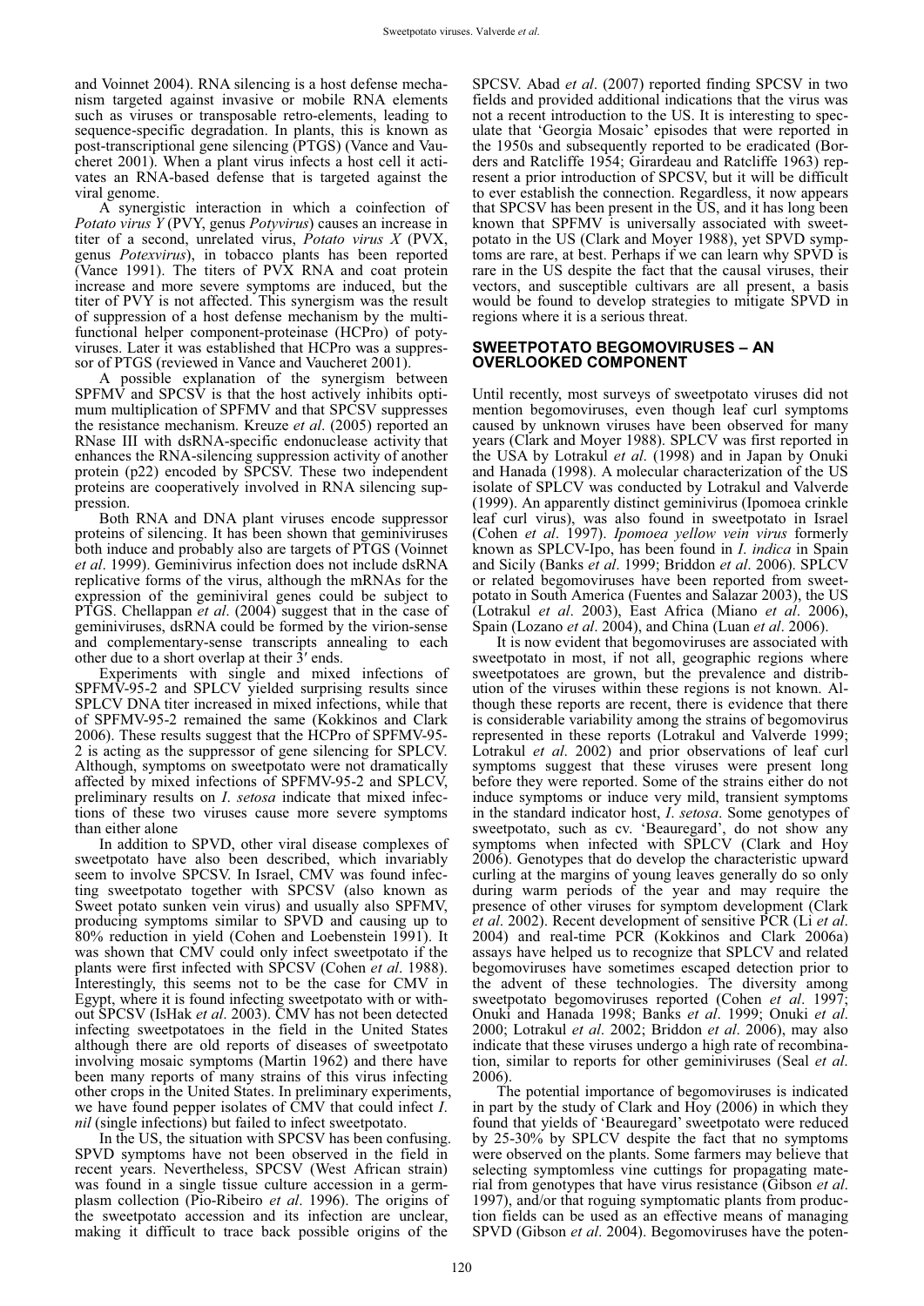and Voinnet 2004). RNA silencing is a host defense mechanism targeted against invasive or mobile RNA elements such as viruses or transposable retro-elements, leading to sequence-specific degradation. In plants, this is known as post-transcriptional gene silencing (PTGS) (Vance and Vaucheret 2001). When a plant virus infects a host cell it activates an RNA-based defense that is targeted against the viral genome.

A synergistic interaction in which a coinfection of *Potato virus Y* (PVY, genus *Potyvirus*) causes an increase in titer of a second, unrelated virus, *Potato virus X* (PVX, genus *Potexvirus*), in tobacco plants has been reported (Vance 1991). The titers of PVX RNA and coat protein increase and more severe symptoms are induced, but the titer of PVY is not affected. This synergism was the result of suppression of a host defense mechanism by the multifunctional helper component-proteinase (HCPro) of potyviruses. Later it was established that HCPro was a suppressor of PTGS (reviewed in Vance and Vaucheret 2001).

A possible explanation of the synergism between SPFMV and SPCSV is that the host actively inhibits optimum multiplication of SPFMV and that SPCSV suppresses the resistance mechanism. Kreuze *et al*. (2005) reported an RNase III with dsRNA-specific endonuclease activity that enhances the RNA-silencing suppression activity of another protein (p22) encoded by SPCSV. These two independent proteins are cooperatively involved in RNA silencing suppression.

Both RNA and DNA plant viruses encode suppressor proteins of silencing. It has been shown that geminiviruses both induce and probably also are targets of PTGS (Voinnet *et al*. 1999). Geminivirus infection does not include dsRNA replicative forms of the virus, although the mRNAs for the expression of the geminiviral genes could be subject to PTGS. Chellappan *et al*. (2004) suggest that in the case of geminiviruses, dsRNA could be formed by the virion-sense and complementary-sense transcripts annealing to each other due to a short overlap at their 3′ ends.

Experiments with single and mixed infections of SPFMV-95-2 and SPLCV yielded surprising results since SPLCV DNA titer increased in mixed infections, while that of SPFMV-95-2 remained the same (Kokkinos and Clark 2006). These results suggest that the HCPro of SPFMV-95-2 is acting as the suppressor of gene silencing for SPLCV. Although, symptoms on sweetpotato were not dramatically affected by mixed infections of SPFMV-95-2 and SPLCV, preliminary results on *I. setosa* indicate that mixed infections of these two viruses cause more severe symptoms than either alone

In addition to SPVD, other viral disease complexes of sweetpotato have also been described, which invariably seem to involve SPCSV. In Israel, CMV was found infecting sweetpotato together with SPCSV (also known as Sweet potato sunken vein virus) and usually also SPFMV, producing symptoms similar to SPVD and causing up to 80% reduction in yield (Cohen and Loebenstein 1991). It was shown that CMV could only infect sweetpotato if the plants were first infected with SPCSV (Cohen *et al*. 1988). Interestingly, this seems not to be the case for CMV in Egypt, where it is found infecting sweetpotato with or without SPCSV (IsHak *et al*. 2003). CMV has not been detected infecting sweetpotatoes in the field in the United States although there are old reports of diseases of sweetpotato involving mosaic symptoms (Martin 1962) and there have been many reports of many strains of this virus infecting other crops in the United States. In preliminary experiments, we have found pepper isolates of CMV that could infect *I. nil* (single infections) but failed to infect sweetpotato.

In the US, the situation with SPCSV has been confusing. SPVD symptoms have not been observed in the field in recent years. Nevertheless, SPCSV (West African strain) was found in a single tissue culture accession in a germplasm collection (Pio-Ribeiro *et al*. 1996). The origins of the sweetpotato accession and its infection are unclear, making it difficult to trace back possible origins of the SPCSV. Abad *et al*. (2007) reported finding SPCSV in two fields and provided additional indications that the virus was not a recent introduction to the US. It is interesting to speculate that 'Georgia Mosaic' episodes that were reported in the 1950s and subsequently reported to be eradicated (Borders and Ratcliffe 1954; Girardeau and Ratcliffe 1963) represent a prior introduction of SPCSV, but it will be difficult to ever establish the connection. Regardless, it now appears that SPCSV has been present in the US, and it has long been known that SPFMV is universally associated with sweetpotato in the US (Clark and Moyer 1988), yet SPVD symptoms are rare, at best. Perhaps if we can learn why SPVD is rare in the US despite the fact that the causal viruses, their vectors, and susceptible cultivars are all present, a basis would be found to develop strategies to mitigate SPVD in regions where it is a serious threat.

## SWEETPOTATO BEGOMOVIRUSES – AN OVERLOOKED COMPONENT

Until recently, most surveys of sweetpotato viruses did not mention begomoviruses, even though leaf curl symptoms caused by unknown viruses have been observed for many years (Clark and Moyer 1988). SPLCV was first reported in the USA by Lotrakul *et al*. (1998) and in Japan by Onuki and Hanada (1998). A molecular characterization of the US isolate of SPLCV was conducted by Lotrakul and Valverde (1999). An apparently distinct geminivirus (Ipomoea crinkle leaf curl virus), was also found in sweetpotato in Israel (Cohen *et al*. 1997). *Ipomoea yellow vein virus* formerly known as SPLCV-Ipo, has been found in *I. indica* in Spain and Sicily (Banks *et al*. 1999; Briddon *et al*. 2006). SPLCV or related begomoviruses have been reported from sweetpotato in South America (Fuentes and Salazar 2003), the US (Lotrakul *et al*. 2003), East Africa (Miano *et al*. 2006), Spain (Lozano *et al*. 2004), and China (Luan *et al*. 2006).

It is now evident that begomoviruses are associated with sweetpotato in most, if not all, geographic regions where sweetpotatoes are grown, but the prevalence and distribution of the viruses within these regions is not known. Although these reports are recent, there is evidence that there is considerable variability among the strains of begomovirus represented in these reports (Lotrakul and Valverde 1999; Lotrakul *et al*. 2002) and prior observations of leaf curl symptoms suggest that these viruses were present long before they were reported. Some of the strains either do not induce symptoms or induce very mild, transient symptoms in the standard indicator host, *I. setosa*. Some genotypes of sweetpotato, such as cv. 'Beauregard', do not show any symptoms when infected with SPLCV (Clark and Hoy 2006). Genotypes that do develop the characteristic upward curling at the margins of young leaves generally do so only during warm periods of the year and may require the presence of other viruses for symptom development (Clark *et al*. 2002). Recent development of sensitive PCR (Li *et al*. 2004) and real-time PCR (Kokkinos and Clark 2006a) assays have helped us to recognize that SPLCV and related begomoviruses have sometimes escaped detection prior to the advent of these technologies. The diversity among sweetpotato begomoviruses reported (Cohen *et al*. 1997; Onuki and Hanada 1998; Banks *et al*. 1999; Onuki *et al*. 2000; Lotrakul *et al*. 2002; Briddon *et al*. 2006), may also indicate that these viruses undergo a high rate of recombination, similar to reports for other geminiviruses (Seal *et al*. 2006).

The potential importance of begomoviruses is indicated in part by the study of Clark and Hoy (2006) in which they found that yields of 'Beauregard' sweetpotato were reduced by 25-30% by SPLCV despite the fact that no symptoms were observed on the plants. Some farmers may believe that selecting symptomless vine cuttings for propagating material from genotypes that have virus resistance (Gibson *et al*. 1997), and/or that roguing symptomatic plants from production fields can be used as an effective means of managing SPVD (Gibson *et al*. 2004). Begomoviruses have the poten-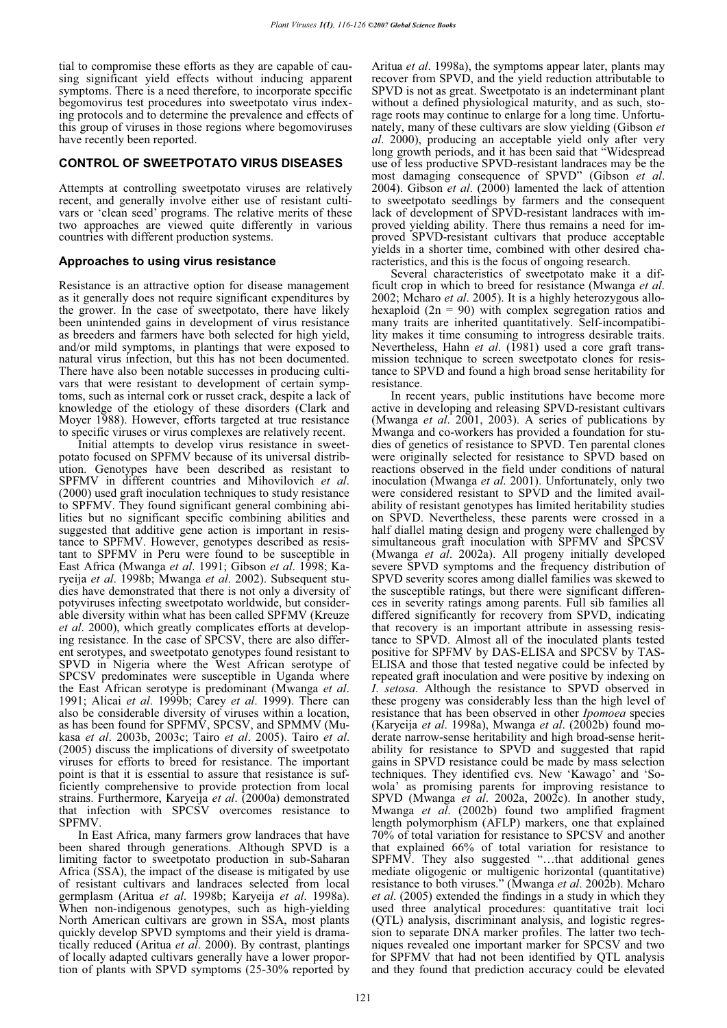tial to compromise these efforts as they are capable of causing significant yield effects without inducing apparent symptoms. There is a need therefore, to incorporate specific begomovirus test procedures into sweetpotato virus indexing protocols and to determine the prevalence and effects of this group of viruses in those regions where begomoviruses have recently been reported.

## CONTROL OF SWEETPOTATO VIRUS DISEASES

Attempts at controlling sweetpotato viruses are relatively recent, and generally involve either use of resistant cultivars or 'clean seed' programs. The relative merits of these two approaches are viewed quite differently in various countries with different production systems.

### Approaches to using virus resistance

Resistance is an attractive option for disease management as it generally does not require significant expenditures by the grower. In the case of sweetpotato, there have likely been unintended gains in development of virus resistance as breeders and farmers have both selected for high yield, and/or mild symptoms, in plantings that were exposed to natural virus infection, but this has not been documented. There have also been notable successes in producing cultivars that were resistant to development of certain symptoms, such as internal cork or russet crack, despite a lack of knowledge of the etiology of these disorders (Clark and Moyer 1988). However, efforts targeted at true resistance to specific viruses or virus complexes are relatively recent.

Initial attempts to develop virus resistance in sweetpotato focused on SPFMV because of its universal distribution. Genotypes have been described as resistant to SPFMV in different countries and Mihovilovich *et al*. (2000) used graft inoculation techniques to study resistance to SPFMV. They found significant general combining abilities but no significant specific combining abilities and suggested that additive gene action is important in resistance to SPFMV. However, genotypes described as resistant to SPFMV in Peru were found to be susceptible in East Africa (Mwanga *et al*. 1991; Gibson *et al*. 1998; Karyeija *et al*. 1998b; Mwanga *et al*. 2002). Subsequent studies have demonstrated that there is not only a diversity of potyviruses infecting sweetpotato worldwide, but considerable diversity within what has been called SPFMV (Kreuze *et al*. 2000), which greatly complicates efforts at developing resistance. In the case of SPCSV, there are also different serotypes, and sweetpotato genotypes found resistant to SPVD in Nigeria where the West African serotype of SPCSV predominates were susceptible in Uganda where the East African serotype is predominant (Mwanga *et al*. 1991; Alicai *et al*. 1999b; Carey *et al*. 1999). There can also be considerable diversity of viruses within a location, as has been found for SPFMV, SPCSV, and SPMMV (Mukasa *et al*. 2003b, 2003c; Tairo *et al*. 2005). Tairo *et al*. (2005) discuss the implications of diversity of sweetpotato viruses for efforts to breed for resistance. The important point is that it is essential to assure that resistance is sufficiently comprehensive to provide protection from local strains. Furthermore, Karyeija *et al*. (2000a) demonstrated that infection with SPCSV overcomes resistance to SPFMV.

In East Africa, many farmers grow landraces that have been shared through generations. Although SPVD is a limiting factor to sweetpotato production in sub-Saharan Africa (SSA), the impact of the disease is mitigated by use of resistant cultivars and landraces selected from local germplasm (Aritua *et al*. 1998b; Karyeija *et al*. 1998a). When non-indigenous genotypes, such as high-yielding North American cultivars are grown in SSA, most plants quickly develop SPVD symptoms and their yield is dramatically reduced (Aritua *et al*. 2000). By contrast, plantings of locally adapted cultivars generally have a lower proportion of plants with SPVD symptoms (25-30% reported by Aritua *et al*. 1998a), the symptoms appear later, plants may recover from SPVD, and the yield reduction attributable to SPVD is not as great. Sweetpotato is an indeterminant plant without a defined physiological maturity, and as such, storage roots may continue to enlarge for a long time. Unfortunately, many of these cultivars are slow yielding (Gibson *et al*. 2000), producing an acceptable yield only after very long growth periods, and it has been said that "Widespread use of less productive SPVD-resistant landraces may be the most damaging consequence of SPVD" (Gibson *et al*. 2004). Gibson *et al*. (2000) lamented the lack of attention to sweetpotato seedlings by farmers and the consequent lack of development of SPVD-resistant landraces with improved yielding ability. There thus remains a need for improved SPVD-resistant cultivars that produce acceptable yields in a shorter time, combined with other desired characteristics, and this is the focus of ongoing research.

Several characteristics of sweetpotato make it a difficult crop in which to breed for resistance (Mwanga *et al*. 2002; Mcharo *et al*. 2005). It is a highly heterozygous allohexaploid (2n = 90) with complex segregation ratios and many traits are inherited quantitatively. Self-incompatibility makes it time consuming to introgress desirable traits. Nevertheless, Hahn *et al*. (1981) used a core graft transmission technique to screen sweetpotato clones for resistance to SPVD and found a high broad sense heritability for resistance.

In recent years, public institutions have become more active in developing and releasing SPVD-resistant cultivars (Mwanga *et al*. 2001, 2003). A series of publications by Mwanga and co-workers has provided a foundation for studies of genetics of resistance to SPVD. Ten parental clones were originally selected for resistance to SPVD based on reactions observed in the field under conditions of natural inoculation (Mwanga *et al*. 2001). Unfortunately, only two were considered resistant to SPVD and the limited availability of resistant genotypes has limited heritability studies on SPVD. Nevertheless, these parents were crossed in a half diallel mating design and progeny were challenged by simultaneous graft inoculation with SPFMV and SPCSV (Mwanga *et al*. 2002a). All progeny initially developed severe SPVD symptoms and the frequency distribution of SPVD severity scores among diallel families was skewed to the susceptible ratings, but there were significant differences in severity ratings among parents. Full sib families all differed significantly for recovery from SPVD, indicating that recovery is an important attribute in assessing resistance to SPVD. Almost all of the inoculated plants tested positive for SPFMV by DAS-ELISA and SPCSV by TAS-ELISA and those that tested negative could be infected by repeated graft inoculation and were positive by indexing on *I. setosa*. Although the resistance to SPVD observed in these progeny was considerably less than the high level of resistance that has been observed in other *Ipomoea* species (Karyeija *et al*. 1998a), Mwanga *et al*. (2002b) found moderate narrow-sense heritability and high broad-sense heritability for resistance to SPVD and suggested that rapid gains in SPVD resistance could be made by mass selection techniques. They identified cvs. New 'Kawago' and 'Sowola' as promising parents for improving resistance to SPVD (Mwanga *et al*. 2002a, 2002c). In another study, Mwanga *et al*. (2002b) found two amplified fragment length polymorphism (AFLP) markers, one that explained 70% of total variation for resistance to SPCSV and another that explained 66% of total variation for resistance to SPFMV. They also suggested "…that additional genes mediate oligogenic or multigenic horizontal (quantitative) resistance to both viruses." (Mwanga *et al*. 2002b). Mcharo *et al*. (2005) extended the findings in a study in which they used three analytical procedures: quantitative trait loci (QTL) analysis, discriminant analysis, and logistic regression to separate DNA marker profiles. The latter two techniques revealed one important marker for SPCSV and two for SPFMV that had not been identified by QTL analysis and they found that prediction accuracy could be elevated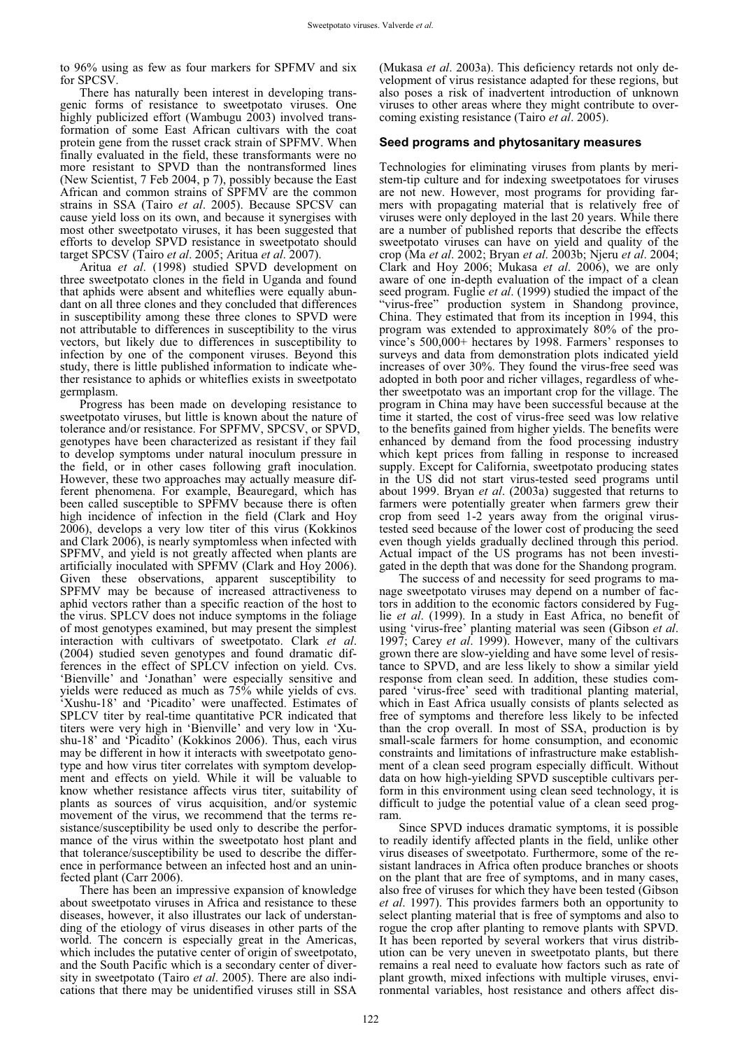to 96% using as few as four markers for SPFMV and six for SPCSV.

There has naturally been interest in developing transgenic forms of resistance to sweetpotato viruses. One highly publicized effort (Wambugu 2003) involved transformation of some East African cultivars with the coat protein gene from the russet crack strain of SPFMV. When finally evaluated in the field, these transformants were no more resistant to SPVD than the nontransformed lines (New Scientist, 7 Feb 2004, p 7), possibly because the East African and common strains of SPFMV are the common strains in SSA (Tairo *et al*. 2005). Because SPCSV can cause yield loss on its own, and because it synergises with most other sweetpotato viruses, it has been suggested that efforts to develop SPVD resistance in sweetpotato should target SPCSV (Tairo *et al*. 2005; Aritua *et al*. 2007).

Aritua *et al*. (1998) studied SPVD development on three sweetpotato clones in the field in Uganda and found that aphids were absent and whiteflies were equally abundant on all three clones and they concluded that differences in susceptibility among these three clones to SPVD were not attributable to differences in susceptibility to the virus vectors, but likely due to differences in susceptibility to infection by one of the component viruses. Beyond this study, there is little published information to indicate whether resistance to aphids or whiteflies exists in sweetpotato germplasm.

Progress has been made on developing resistance to sweetpotato viruses, but little is known about the nature of tolerance and/or resistance. For SPFMV, SPCSV, or SPVD, genotypes have been characterized as resistant if they fail to develop symptoms under natural inoculum pressure in the field, or in other cases following graft inoculation. However, these two approaches may actually measure different phenomena. For example, Beauregard, which has been called susceptible to SPFMV because there is often high incidence of infection in the field (Clark and Hoy 2006), develops a very low titer of this virus (Kokkinos and Clark 2006), is nearly symptomless when infected with SPFMV, and yield is not greatly affected when plants are artificially inoculated with SPFMV (Clark and Hoy 2006). Given these observations, apparent susceptibility to SPFMV may be because of increased attractiveness to aphid vectors rather than a specific reaction of the host to the virus. SPLCV does not induce symptoms in the foliage of most genotypes examined, but may present the simplest interaction with cultivars of sweetpotato. Clark *et al*. (2004) studied seven genotypes and found dramatic differences in the effect of SPLCV infection on yield. Cvs. 'Bienville' and 'Jonathan' were especially sensitive and yields were reduced as much as 75% while yields of cvs. 'Xushu-18' and 'Picadito' were unaffected. Estimates of SPLCV titer by real-time quantitative PCR indicated that titers were very high in 'Bienville' and very low in 'Xushu-18' and 'Picadito' (Kokkinos 2006). Thus, each virus may be different in how it interacts with sweetpotato genotype and how virus titer correlates with symptom development and effects on yield. While it will be valuable to know whether resistance affects virus titer, suitability of plants as sources of virus acquisition, and/or systemic movement of the virus, we recommend that the terms resistance/susceptibility be used only to describe the performance of the virus within the sweetpotato host plant and that tolerance/susceptibility be used to describe the difference in performance between an infected host and an uninfected plant (Carr 2006).

There has been an impressive expansion of knowledge about sweetpotato viruses in Africa and resistance to these diseases, however, it also illustrates our lack of understanding of the etiology of virus diseases in other parts of the world. The concern is especially great in the Americas, which includes the putative center of origin of sweetpotato, and the South Pacific which is a secondary center of diversity in sweetpotato (Tairo *et al*. 2005). There are also indications that there may be unidentified viruses still in SSA (Mukasa *et al*. 2003a). This deficiency retards not only development of virus resistance adapted for these regions, but also poses a risk of inadvertent introduction of unknown viruses to other areas where they might contribute to overcoming existing resistance (Tairo *et al*. 2005).

## Seed programs and phytosanitary measures

Technologies for eliminating viruses from plants by meristem-tip culture and for indexing sweetpotatoes for viruses are not new. However, most programs for providing farmers with propagating material that is relatively free of viruses were only deployed in the last 20 years. While there are a number of published reports that describe the effects sweetpotato viruses can have on yield and quality of the crop (Ma *et al*. 2002; Bryan *et al*. 2003b; Njeru *et al*. 2004; Clark and Hoy 2006; Mukasa *et al*. 2006), we are only aware of one in-depth evaluation of the impact of a clean seed program. Fuglie *et al*. (1999) studied the impact of the "virus-free" production system in Shandong province, China. They estimated that from its inception in 1994, this program was extended to approximately 80% of the province's 500,000+ hectares by 1998. Farmers' responses to surveys and data from demonstration plots indicated yield increases of over 30%. They found the virus-free seed was adopted in both poor and richer villages, regardless of whether sweetpotato was an important crop for the village. The program in China may have been successful because at the time it started, the cost of virus-free seed was low relative to the benefits gained from higher yields. The benefits were enhanced by demand from the food processing industry which kept prices from falling in response to increased supply. Except for California, sweetpotato producing states in the US did not start virus-tested seed programs until about 1999. Bryan *et al*. (2003a) suggested that returns to farmers were potentially greater when farmers grew their crop from seed 1-2 years away from the original virus-tested seed because of the lower cost of producing the seed even though yields gradually declined through this period. Actual impact of the US programs has not been investigated in the depth that was done for the Shandong program.

The success of and necessity for seed programs to manage sweetpotato viruses may depend on a number of factors in addition to the economic factors considered by Fuglie *et al*. (1999). In a study in East Africa, no benefit of using 'virus-free' planting material was seen (Gibson *et al*. 1997; Carey *et al*. 1999). However, many of the cultivars grown there are slow-yielding and have some level of resistance to SPVD, and are less likely to show a similar yield response from clean seed. In addition, these studies compared 'virus-free' seed with traditional planting material, which in East Africa usually consists of plants selected as free of symptoms and therefore less likely to be infected than the crop overall. In most of SSA, production is by small-scale farmers for home consumption, and economic constraints and limitations of infrastructure make establishment of a clean seed program especially difficult. Without data on how high-yielding SPVD susceptible cultivars perform in this environment using clean seed technology, it is difficult to judge the potential value of a clean seed program.

Since SPVD induces dramatic symptoms, it is possible to readily identify affected plants in the field, unlike other virus diseases of sweetpotato. Furthermore, some of the resistant landraces in Africa often produce branches or shoots on the plant that are free of symptoms, and in many cases, also free of viruses for which they have been tested (Gibson *et al*. 1997). This provides farmers both an opportunity to select planting material that is free of symptoms and also to rogue the crop after planting to remove plants with SPVD. It has been reported by several workers that virus distribution can be very uneven in sweetpotato plants, but there remains a real need to evaluate how factors such as rate of plant growth, mixed infections with multiple viruses, environmental variables, host resistance and others affect dis-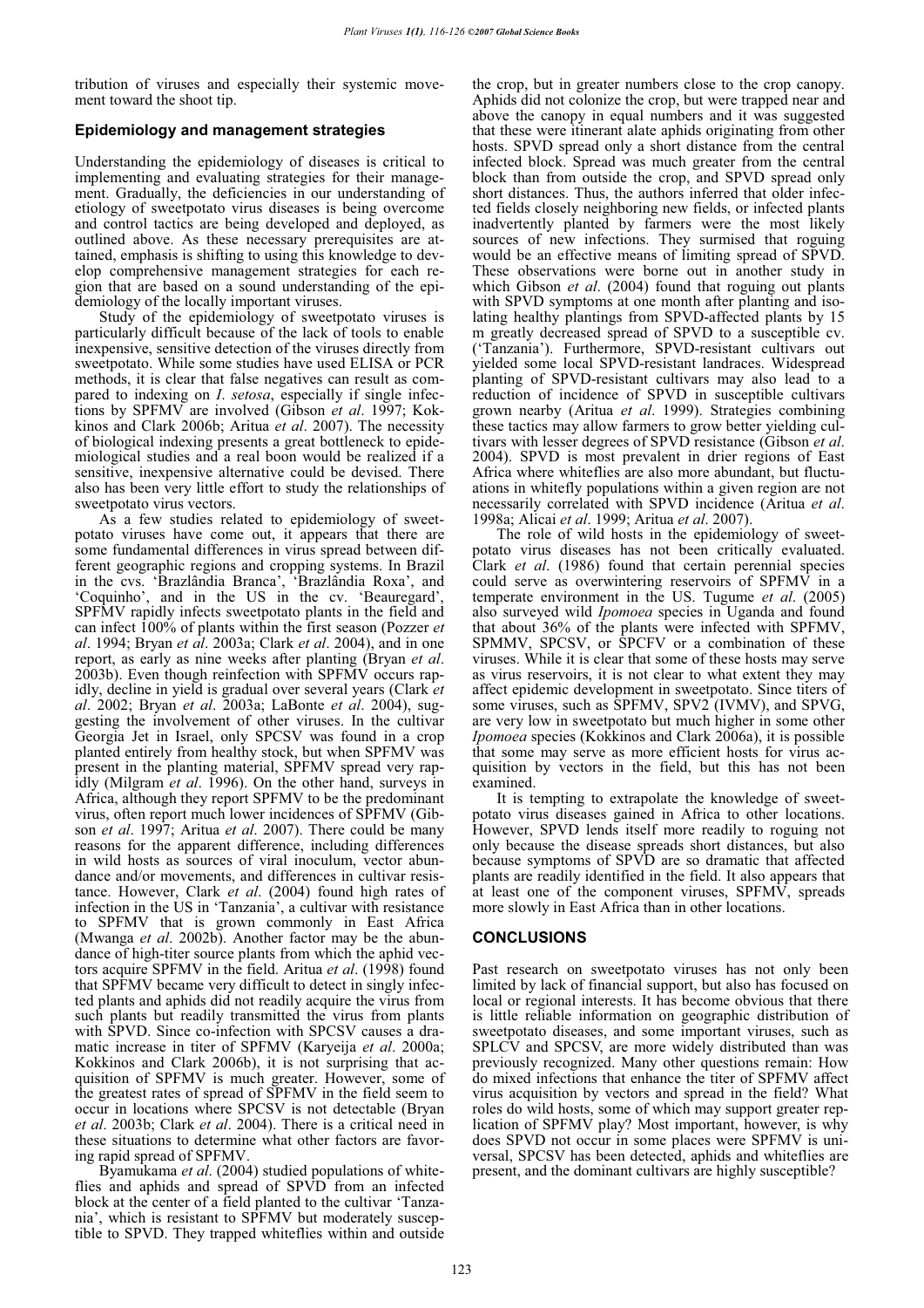tribution of viruses and especially their systemic movement toward the shoot tip.

## Epidemiology and management strategies

Understanding the epidemiology of diseases is critical to implementing and evaluating strategies for their management. Gradually, the deficiencies in our understanding of etiology of sweetpotato virus diseases is being overcome and control tactics are being developed and deployed, as outlined above. As these necessary prerequisites are attained, emphasis is shifting to using this knowledge to develop comprehensive management strategies for each region that are based on a sound understanding of the epidemiology of the locally important viruses.

Study of the epidemiology of sweetpotato viruses is particularly difficult because of the lack of tools to enable inexpensive, sensitive detection of the viruses directly from sweetpotato. While some studies have used ELISA or PCR methods, it is clear that false negatives can result as compared to indexing on *I. setosa*, especially if single infections by SPFMV are involved (Gibson *et al*. 1997; Kokkinos and Clark 2006b; Aritua *et al*. 2007). The necessity of biological indexing presents a great bottleneck to epidemiological studies and a real boon would be realized if a sensitive, inexpensive alternative could be devised. There also has been very little effort to study the relationships of sweetpotato virus vectors.

As a few studies related to epidemiology of sweetpotato viruses have come out, it appears that there are some fundamental differences in virus spread between different geographic regions and cropping systems. In Brazil in the cvs. 'Brazlândia Branca', 'Brazlândia Roxa', and 'Coquinho', and in the US in the cv. 'Beauregard', SPFMV rapidly infects sweetpotato plants in the field and can infect 100% of plants within the first season (Pozzer *et al*. 1994; Bryan *et al*. 2003a; Clark *et al*. 2004), and in one report, as early as nine weeks after planting (Bryan *et al*. 2003b). Even though reinfection with SPFMV occurs rapidly, decline in yield is gradual over several years (Clark *et al*. 2002; Bryan *et al*. 2003a; LaBonte *et al*. 2004), suggesting the involvement of other viruses. In the cultivar Georgia Jet in Israel, only SPCSV was found in a crop planted entirely from healthy stock, but when SPFMV was present in the planting material, SPFMV spread very rapidly (Milgram *et al*. 1996). On the other hand, surveys in Africa, although they report SPFMV to be the predominant virus, often report much lower incidences of SPFMV (Gibson *et al*. 1997; Aritua *et al*. 2007). There could be many reasons for the apparent difference, including differences in wild hosts as sources of viral inoculum, vector abundance and/or movements, and differences in cultivar resistance. However, Clark *et al*. (2004) found high rates of infection in the US in 'Tanzania', a cultivar with resistance to SPFMV that is grown commonly in East Africa (Mwanga *et al*. 2002b). Another factor may be the abundance of high-titer source plants from which the aphid vectors acquire SPFMV in the field. Aritua *et al*. (1998) found that SPFMV became very difficult to detect in singly infected plants and aphids did not readily acquire the virus from such plants but readily transmitted the virus from plants with SPVD. Since co-infection with SPCSV causes a dramatic increase in titer of SPFMV (Karyeija *et al*. 2000a; Kokkinos and Clark 2006b), it is not surprising that acquisition of SPFMV is much greater. However, some of the greatest rates of spread of SPFMV in the field seem to occur in locations where SPCSV is not detectable (Bryan *et al*. 2003b; Clark *et al*. 2004). There is a critical need in these situations to determine what other factors are favoring rapid spread of SPFMV.

Byamukama *et al*. (2004) studied populations of whiteflies and aphids and spread of SPVD from an infected block at the center of a field planted to the cultivar 'Tanzania', which is resistant to SPFMV but moderately susceptible to SPVD. They trapped whiteflies within and outside the crop, but in greater numbers close to the crop canopy. Aphids did not colonize the crop, but were trapped near and above the canopy in equal numbers and it was suggested that these were itinerant alate aphids originating from other hosts. SPVD spread only a short distance from the central infected block. Spread was much greater from the central block than from outside the crop, and SPVD spread only short distances. Thus, the authors inferred that older infected fields closely neighboring new fields, or infected plants inadvertently planted by farmers were the most likely sources of new infections. They surmised that roguing would be an effective means of limiting spread of SPVD. These observations were borne out in another study in which Gibson *et al*. (2004) found that roguing out plants with SPVD symptoms at one month after planting and isolating healthy plantings from SPVD-affected plants by 15 m greatly decreased spread of SPVD to a susceptible cv. ('Tanzania'). Furthermore, SPVD-resistant cultivars out yielded some local SPVD-resistant landraces. Widespread planting of SPVD-resistant cultivars may also lead to a reduction of incidence of SPVD in susceptible cultivars grown nearby (Aritua *et al*. 1999). Strategies combining these tactics may allow farmers to grow better yielding cultivars with lesser degrees of SPVD resistance (Gibson *et al*. 2004). SPVD is most prevalent in drier regions of East Africa where whiteflies are also more abundant, but fluctuations in whitefly populations within a given region are not necessarily correlated with SPVD incidence (Aritua *et al*. 1998a; Alicai *et al*. 1999; Aritua *et al*. 2007).

The role of wild hosts in the epidemiology of sweetpotato virus diseases has not been critically evaluated. Clark *et al*. (1986) found that certain perennial species could serve as overwintering reservoirs of SPFMV in a temperate environment in the US. Tugume *et al*. (2005) also surveyed wild *Ipomoea* species in Uganda and found that about 36% of the plants were infected with SPFMV, SPMMV, SPCSV, or SPCFV or a combination of these viruses. While it is clear that some of these hosts may serve as virus reservoirs, it is not clear to what extent they may affect epidemic development in sweetpotato. Since titers of some viruses, such as SPFMV, SPV2 (IVMV), and SPVG, are very low in sweetpotato but much higher in some other *Ipomoea* species (Kokkinos and Clark 2006a), it is possible that some may serve as more efficient hosts for virus acquisition by vectors in the field, but this has not been examined.

It is tempting to extrapolate the knowledge of sweetpotato virus diseases gained in Africa to other locations. However, SPVD lends itself more readily to roguing not only because the disease spreads short distances, but also because symptoms of SPVD are so dramatic that affected plants are readily identified in the field. It also appears that at least one of the component viruses, SPFMV, spreads more slowly in East Africa than in other locations.

## CONCLUSIONS

Past research on sweetpotato viruses has not only been limited by lack of financial support, but also has focused on local or regional interests. It has become obvious that there is little reliable information on geographic distribution of sweetpotato diseases, and some important viruses, such as SPLCV and SPCSV, are more widely distributed than was previously recognized. Many other questions remain: How do mixed infections that enhance the titer of SPFMV affect virus acquisition by vectors and spread in the field? What roles do wild hosts, some of which may support greater replication of SPFMV play? Most important, however, is why does SPVD not occur in some places were SPFMV is universal, SPCSV has been detected, aphids and whiteflies are present, and the dominant cultivars are highly susceptible?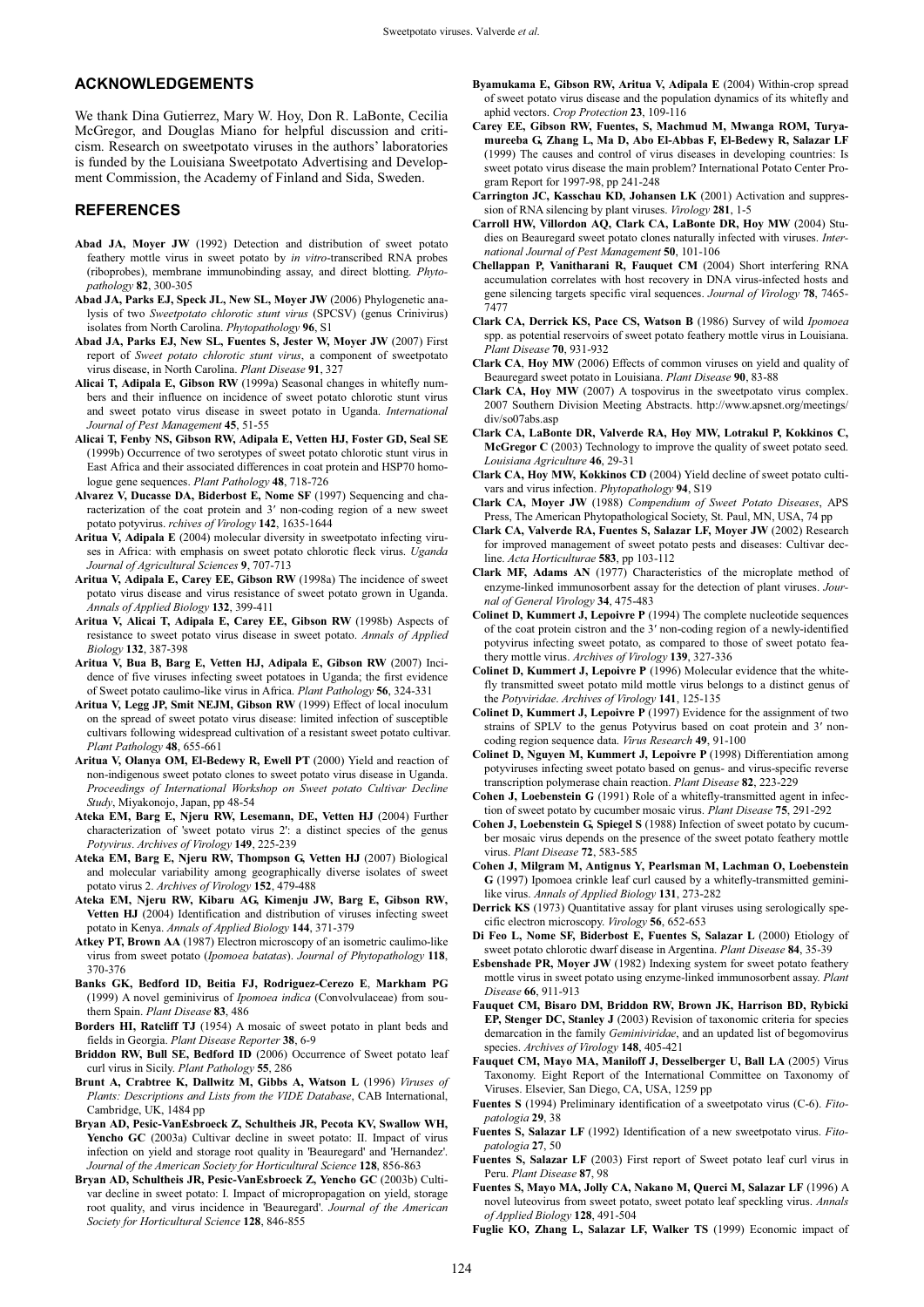## ACKNOWLEDGEMENTS

We thank Dina Gutierrez, Mary W. Hoy, Don R. LaBonte, Cecilia McGregor, and Douglas Miano for helpful discussion and criticism. Research on sweetpotato viruses in the authors' laboratories is funded by the Louisiana Sweetpotato Advertising and Development Commission, the Academy of Finland and Sida, Sweden.

## REFERENCES

**Abad JA, Moyer JW** (1992) Detection and distribution of sweet potato feathery mottle virus in sweet potato by *in vitro*-transcribed RNA probes (riboprobes), membrane immunobinding assay, and direct blotting. *Phytopathology* **82**, 300-305

**Abad JA, Parks EJ, Speck JL, New SL, Moyer JW** (2006) Phylogenetic analysis of two *Sweetpotato chlorotic stunt virus* (SPCSV) (genus Crinivirus) isolates from North Carolina. *Phytopathology* **96**, S1

**Abad JA, Parks EJ, New SL, Fuentes S, Jester W, Moyer JW** (2007) First report of *Sweet potato chlorotic stunt virus*, a component of sweetpotato virus disease, in North Carolina. *Plant Disease* **91**, 327

**Alicai T, Adipala E, Gibson RW** (1999a) Seasonal changes in whitefly numbers and their influence on incidence of sweet potato chlorotic stunt virus and sweet potato virus disease in sweet potato in Uganda. *International Journal of Pest Management* **45**, 51-55

**Alicai T, Fenby NS, Gibson RW, Adipala E, Vetten HJ, Foster GD, Seal SE** (1999b) Occurrence of two serotypes of sweet potato chlorotic stunt virus in East Africa and their associated differences in coat protein and HSP70 homologue gene sequences. *Plant Pathology* **48**, 718-726

**Alvarez V, Ducasse DA, Biderbost E, Nome SF** (1997) Sequencing and characterization of the coat protein and 3′ non-coding region of a new sweet potato potyvirus. *rchives of Virology* **142**, 1635-1644

**Aritua V, Adipala E** (2004) molecular diversity in sweetpotato infecting viruses in Africa: with emphasis on sweet potato chlorotic fleck virus. *Uganda Journal of Agricultural Sciences* **9**, 707-713

**Aritua V, Adipala E, Carey EE, Gibson RW** (1998a) The incidence of sweet potato virus disease and virus resistance of sweet potato grown in Uganda. *Annals of Applied Biology* **132**, 399-411

**Aritua V, Alicai T, Adipala E, Carey EE, Gibson RW** (1998b) Aspects of resistance to sweet potato virus disease in sweet potato. *Annals of Applied Biology* **132**, 387-398

**Aritua V, Bua B, Barg E, Vetten HJ, Adipala E, Gibson RW** (2007) Incidence of five viruses infecting sweet potatoes in Uganda; the first evidence of Sweet potato caulimo-like virus in Africa. *Plant Pathology* **56**, 324-331

**Aritua V, Legg JP, Smit NEJM, Gibson RW** (1999) Effect of local inoculum on the spread of sweet potato virus disease: limited infection of susceptible cultivars following widespread cultivation of a resistant sweet potato cultivar. *Plant Pathology* **48**, 655-661

**Aritua V, Olanya OM, El-Bedewy R, Ewell PT** (2000) Yield and reaction of non-indigenous sweet potato clones to sweet potato virus disease in Uganda. *Proceedings of International Workshop on Sweet potato Cultivar Decline Study*, Miyakonojo, Japan, pp 48-54

**Ateka EM, Barg E, Njeru RW, Lesemann, DE, Vetten HJ** (2004) Further characterization of 'sweet potato virus 2': a distinct species of the genus *Potyvirus*. *Archives of Virology* **149**, 225-239

**Ateka EM, Barg E, Njeru RW, Thompson G, Vetten HJ** (2007) Biological and molecular variability among geographically diverse isolates of sweet potato virus 2. *Archives of Virology* **152**, 479-488

**Ateka EM, Njeru RW, Kibaru AG, Kimenju JW, Barg E, Gibson RW, Vetten HJ** (2004) Identification and distribution of viruses infecting sweet potato in Kenya. *Annals of Applied Biology* **144**, 371-379

**Atkey PT, Brown AA** (1987) Electron microscopy of an isometric caulimo-like virus from sweet potato (*Ipomoea batatas*). *Journal of Phytopathology* **118**, 370-376

**Banks GK, Bedford ID, Beitia FJ, Rodriguez-Cerezo E, Markham PG** (1999) A novel geminivirus of *Ipomoea indica* (Convolvulaceae) from southern Spain. *Plant Disease* **83**, 486

**Borders HI, Ratcliff TJ** (1954) A mosaic of sweet potato in plant beds and fields in Georgia. *Plant Disease Reporter* **38**, 6-9

**Briddon RW, Bull SE, Bedford ID** (2006) Occurrence of Sweet potato leaf curl virus in Sicily. *Plant Pathology* **55**, 286

**Brunt A, Crabtree K, Dallwitz M, Gibbs A, Watson L** (1996) *Viruses of Plants: Descriptions and Lists from the VIDE Database*, CAB International, Cambridge, UK, 1484 pp

**Bryan AD, Pesic-VanEsbroeck Z, Schultheis JR, Pecota KV, Swallow WH, Yencho GC** (2003a) Cultivar decline in sweet potato: II. Impact of virus infection on yield and storage root quality in 'Beauregard' and 'Hernandez'. *Journal of the American Society for Horticultural Science* **128**, 856-863

**Bryan AD, Schultheis JR, Pesic-VanEsbroeck Z, Yencho GC** (2003b) Cultivar decline in sweet potato: I. Impact of micropropagation on yield, storage root quality, and virus incidence in 'Beauregard'. *Journal of the American Society for Horticultural Science* **128**, 846-855

**Byamukama E, Gibson RW, Aritua V, Adipala E** (2004) Within-crop spread of sweet potato virus disease and the population dynamics of its whitefly and aphid vectors. *Crop Protection* **23**, 109-116

**Carey EE, Gibson RW, Fuentes, S, Machmud M, Mwanga ROM, Turyamureeba G, Zhang L, Ma D, Abo El-Abbas F, El-Bedewy R, Salazar LF** (1999) The causes and control of virus diseases in developing countries: Is sweet potato virus disease the main problem? International Potato Center Program Report for 1997-98, pp 241-248

**Carrington JC, Kasschau KD, Johansen LK** (2001) Activation and suppression of RNA silencing by plant viruses. *Virology* **281**, 1-5

**Carroll HW, Villordon AQ, Clark CA, LaBonte DR, Hoy MW** (2004) Studies on Beauregard sweet potato clones naturally infected with viruses. *International Journal of Pest Management* **50**, 101-106

**Chellappan P, Vanitharani R, Fauquet CM** (2004) Short interfering RNA accumulation correlates with host recovery in DNA virus-infected hosts and gene silencing targets specific viral sequences. *Journal of Virology* **78**, 7465-7477

**Clark CA, Derrick KS, Pace CS, Watson B** (1986) Survey of wild *Ipomoea* spp. as potential reservoirs of sweet potato feathery mottle virus in Louisiana. *Plant Disease* **70**, 931-932

**Clark CA, Hoy MW** (2006) Effects of common viruses on yield and quality of Beauregard sweet potato in Louisiana. *Plant Disease* **90**, 83-88

**Clark CA, Hoy MW** (2007) A tospovirus in the sweetpotato virus complex. 2007 Southern Division Meeting Abstracts. http://www.apsnet.org/meetings/div/so07abs.asp

**Clark CA, LaBonte DR, Valverde RA, Hoy MW, Lotrakul P, Kokkinos C, McGregor C** (2003) Technology to improve the quality of sweet potato seed. *Louisiana Agriculture* **46**, 29-31

**Clark CA, Hoy MW, Kokkinos CD** (2004) Yield decline of sweet potato cultivars and virus infection. *Phytopathology* **94**, S19

**Clark CA, Moyer JW** (1988) *Compendium of Sweet Potato Diseases*, APS Press, The American Phytopathological Society, St. Paul, MN, USA, 74 pp

**Clark CA, Valverde RA, Fuentes S, Salazar LF, Moyer JW** (2002) Research for improved management of sweet potato pests and diseases: Cultivar decline. *Acta Horticulturae* **583**, pp 103-112

**Clark MF, Adams AN** (1977) Characteristics of the microplate method of enzyme-linked immunosorbent assay for the detection of plant viruses. *Journal of General Virology* **34**, 475-483

**Colinet D, Kummert J, Lepoivre P** (1994) The complete nucleotide sequences of the coat protein cistron and the 3′ non-coding region of a newly-identified potyvirus infecting sweet potato, as compared to those of sweet potato feathery mottle virus. *Archives of Virology* **139**, 327-336

**Colinet D, Kummert J, Lepoivre P** (1996) Molecular evidence that the whitefly transmitted sweet potato mild mottle virus belongs to a distinct genus of the *Potyviridae*. *Archives of Virology* **141**, 125-135

**Colinet D, Kummert J, Lepoivre P** (1997) Evidence for the assignment of two strains of SPLV to the genus Potyvirus based on coat protein and 3′ non-coding region sequence data. *Virus Research* **49**, 91-100

**Colinet D, Nguyen M, Kummert J, Lepoivre P** (1998) Differentiation among potyviruses infecting sweet potato based on genus- and virus-specific reverse transcription polymerase chain reaction. *Plant Disease* **82**, 223-229

**Cohen J, Loebenstein G** (1991) Role of a whitefly-transmitted agent in infection of sweet potato by cucumber mosaic virus. *Plant Disease* **75**, 291-292

**Cohen J, Loebenstein G, Spiegel S** (1988) Infection of sweet potato by cucumber mosaic virus depends on the presence of the sweet potato feathery mottle virus. *Plant Disease* **72**, 583-585

**Cohen J, Milgram M, Antignus Y, Pearlsman M, Lachman O, Loebenstein G** (1997) Ipomoea crinkle leaf curl caused by a whitefly-transmitted gemini-like virus. *Annals of Applied Biology* **131**, 273-282

**Derrick KS** (1973) Quantitative assay for plant viruses using serologically specific electron microscopy. *Virology* **56**, 652-653

**Di Feo L, Nome SF, Biderbost E, Fuentes S, Salazar L** (2000) Etiology of sweet potato chlorotic dwarf disease in Argentina. *Plant Disease* **84**, 35-39

**Esbenshade PR, Moyer JW** (1982) Indexing system for sweet potato feathery mottle virus in sweet potato using enzyme-linked immunosorbent assay. *Plant Disease* **66**, 911-913

**Fauquet CM, Bisaro DM, Briddon RW, Brown JK, Harrison BD, Rybicki EP, Stenger DC, Stanley J** (2003) Revision of taxonomic criteria for species demarcation in the family *Geminiviridae*, and an updated list of begomovirus species. *Archives of Virology* **148**, 405-421

**Fauquet CM, Mayo MA, Maniloff J, Desselberger U, Ball LA** (2005) Virus Taxonomy. Eight Report of the International Committee on Taxonomy of Viruses. Elsevier, San Diego, CA, USA, 1259 pp

**Fuentes S** (1994) Preliminary identification of a sweetpotato virus (C-6). *Fitopatologia* **29**, 38

**Fuentes S, Salazar LF** (1992) Identification of a new sweetpotato virus. *Fitopatologia* **27**, 50

**Fuentes S, Salazar LF** (2003) First report of Sweet potato leaf curl virus in Peru. *Plant Disease* **87**, 98

**Fuentes S, Mayo MA, Jolly CA, Nakano M, Querci M, Salazar LF** (1996) A novel luteovirus from sweet potato, sweet potato leaf speckling virus. *Annals of Applied Biology* **128**, 491-504

**Fuglie KO, Zhang L, Salazar LF, Walker TS** (1999) Economic impact of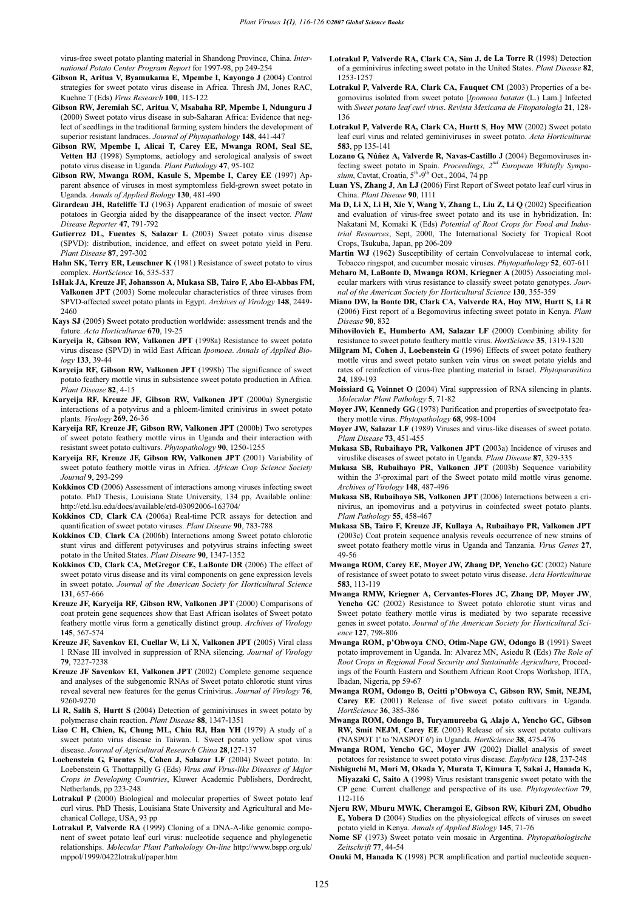virus-free sweet potato planting material in Shandong Province, China. *International Potato Center Program Report* for 1997-98, pp 249-254

**Gibson R, Aritua V, Byamukama E, Mpembe I, Kayongo J** (2004) Control strategies for sweet potato virus disease in Africa. Thresh JM, Jones RAC, Kuehne T (Eds) *Virus Research* **100**, 115-122

**Gibson RW, Jeremiah SC, Aritua V, Msabaha RP, Mpembe I, Ndunguru J** (2000) Sweet potato virus disease in sub-Saharan Africa: Evidence that neglect of seedlings in the traditional farming system hinders the development of superior resistant landraces. *Journal of Phytopathology* **148**, 441-447

**Gibson RW, Mpembe I, Alicai T, Carey EE, Mwanga ROM, Seal SE, Vetten HJ** (1998) Symptoms, aetiology and serological analysis of sweet potato virus disease in Uganda. *Plant Pathology* **47**, 95-102

**Gibson RW, Mwanga ROM, Kasule S, Mpembe I, Carey EE** (1997) Apparent absence of viruses in most symptomless field-grown sweet potato in Uganda. *Annals of Applied Biology* **130**, 481-490

**Girardeau JH, Ratcliffe TJ** (1963) Apparent eradication of mosaic of sweet potatoes in Georgia aided by the disappearance of the insect vector. *Plant Disease Reporter* **47**, 791-792

**Gutierrez DL, Fuentes S, Salazar L** (2003) Sweet potato virus disease (SPVD): distribution, incidence, and effect on sweet potato yield in Peru. *Plant Disease* **87**, 297-302

**Hahn SK, Terry ER, Leuschner K** (1981) Resistance of sweet potato to virus complex. *HortScience* **16**, 535-537

**IsHak JA, Kreuze JF, Johansson A, Mukasa SB, Tairo F, Abo El-Abbas FM, Valkonen JPT** (2003) Some molecular characteristics of three viruses from SPVD-affected sweet potato plants in Egypt. *Archives of Virology* **148**, 2449-2460

**Kays SJ** (2005) Sweet potato production worldwide: assessment trends and the future. *Acta Horticulturae* **670**, 19-25

**Karyeija R, Gibson RW, Valkonen JPT** (1998a) Resistance to sweet potato virus disease (SPVD) in wild East African *Ipomoea*. *Annals of Applied Biology* **133**, 39-44

**Karyeija RF, Gibson RW, Valkonen JPT** (1998b) The significance of sweet potato feathery mottle virus in subsistence sweet potato production in Africa. *Plant Disease* **82**, 4-15

**Karyeija RF, Kreuze JF, Gibson RW, Valkonen JPT** (2000a) Synergistic interactions of a potyvirus and a phloem-limited crinivirus in sweet potato plants. *Virology* **269**, 26-36

**Karyeija RF, Kreuze JF, Gibson RW, Valkonen JPT** (2000b) Two serotypes of sweet potato feathery mottle virus in Uganda and their interaction with resistant sweet potato cultivars. *Phytopathology* **90**, 1250-1255

**Karyeija RF, Kreuze JF, Gibson RW, Valkonen JPT** (2001) Variability of sweet potato feathery mottle virus in Africa. *African Crop Science Society Journal* **9**, 293-299

**Kokkinos CD** (2006) Assessment of interactions among viruses infecting sweet potato. PhD Thesis, Louisiana State University, 134 pp, Available online: http://etd.lsu.edu/docs/available/etd-03092006-163704/

**Kokkinos CD**, **Clark CA** (2006a) Real-time PCR assays for detection and quantification of sweet potato viruses. *Plant Disease* **90**, 783-788

**Kokkinos CD**, **Clark CA** (2006b) Interactions among Sweet potato chlorotic stunt virus and different potyviruses and potyvirus strains infecting sweet potato in the United States. *Plant Disease* **90**, 1347-1352

**Kokkinos CD, Clark CA, McGregor CE, LaBonte DR** (2006) The effect of sweet potato virus disease and its viral components on gene expression levels in sweet potato. *Journal of the American Society for Horticultural Science* **131**, 657-666

**Kreuze JF, Karyeija RF, Gibson RW, Valkonen JPT** (2000) Comparisons of coat protein gene sequences show that East African isolates of Sweet potato feathery mottle virus form a genetically distinct group. *Archives of Virology* **145**, 567-574

**Kreuze JF, Savenkov EI, Cuellar W, Li X, Valkonen JPT** (2005) Viral class 1 RNase III involved in suppression of RNA silencing. *Journal of Virology* **79**, 7227-7238

**Kreuze JF Savenkov EI, Valkonen JPT** (2002) Complete genome sequence and analyses of the subgenomic RNAs of Sweet potato chlorotic stunt virus reveal several new features for the genus Crinivirus. *Journal of Virology* **76**, 9260-9270

**Li R, Salih S, Hurtt S** (2004) Detection of geminiviruses in sweet potato by polymerase chain reaction. *Plant Disease* **88**, 1347-1351

**Liao C H, Chien, K, Chung ML, Chiu RJ, Han YH** (1979) A study of a sweet potato virus disease in Taiwan. I. Sweet potato yellow spot virus disease. *Journal of Agricultural Research China* **28**,127-137

**Loebenstein G, Fuentes S, Cohen J, Salazar LF** (2004) Sweet potato. In: Loebenstein G, Thottappilly G (Eds) *Virus and Virus-like Diseases of Major Crops in Developing Countries*, Kluwer Academic Publishers, Dordrecht, Netherlands, pp 223-248

**Lotrakul P** (2000) Biological and molecular properties of Sweet potato leaf curl virus. PhD Thesis, Louisiana State University and Agricultural and Mechanical College, USA, 93 pp

**Lotrakul P, Valverde RA** (1999) Cloning of a DNA-A-like genomic component of sweet potato leaf curl virus: nucleotide sequence and phylogenetic relationships. *Molecular Plant Patholology On-line* http://www.bspp.org.uk/mppol/1999/0422lotrakul/paper.htm

**Lotrakul P, Valverde RA, Clark CA, Sim J**, **de La Torre R** (1998) Detection of a geminivirus infecting sweet potato in the United States. *Plant Disease* **82**, 1253-1257

**Lotrakul P, Valverde RA**, **Clark CA, Fauquet CM** (2003) Properties of a begomovirus isolated from sweet potato [*Ipomoea batatas* (L.) Lam.] Infected with *Sweet potato leaf curl virus*. *Revista Mexicana de Fitopatologia* **21**, 128-136

**Lotrakul P, Valverde RA, Clark CA, Hurtt S**, **Hoy MW** (2002) Sweet potato leaf curl virus and related geminiviruses in sweet potato. *Acta Horticulturae* **583**, pp 135-141

**Lozano G, Núñez A, Valverde R, Navas-Castillo J** (2004) Begomoviruses infecting sweet potato in Spain. *Proceedings, 2nd European Whitefly Symposium*, Cavtat, Croatia, 5th-9th Oct., 2004, 74 pp

**Luan YS, Zhang J**, **An LJ** (2006) First Report of Sweet potato leaf curl virus in China. *Plant Disease* **90**, 1111

**Ma D, Li X, Li H, Xie Y, Wang Y, Zhang L, Liu Z, Li Q** (2002) Specification and evaluation of virus-free sweet potato and its use in hybridization. In: Nakatani M, Komaki K (Eds) *Potential of Root Crops for Food and Industrial Resources*, Sept, 2000, The International Society for Tropical Root Crops, Tsukuba, Japan, pp 206-209

**Martin WJ** (1962) Susceptibility of certain Convolvulaceae to internal cork, Tobacco ringspot, and cucumber mosaic viruses. *Phytopathology* **52**, 607-611

**Mcharo M, LaBonte D, Mwanga ROM, Kriegner A** (2005) Associating molecular markers with virus resistance to classify sweet potato genotypes. *Journal of the American Society for Horticultural Science* **130**, 355-359

**Miano DW, la Bonte DR, Clark CA, Valverde RA, Hoy MW, Hurtt S, Li R** (2006) First report of a Begomovirus infecting sweet potato in Kenya. *Plant Disease* **90**, 832

**Mihovilovich E, Humberto AM, Salazar LF** (2000) Combining ability for resistance to sweet potato feathery mottle virus. *HortScience* **35**, 1319-1320

**Milgram M, Cohen J, Loebenstein G** (1996) Effects of sweet potato feathery mottle virus and sweet potato sunken vein virus on sweet potato yields and rates of reinfection of virus-free planting material in Israel. *Phytoparasitica* **24**, 189-193

**Moissiard G, Voinnet O** (2004) Viral suppression of RNA silencing in plants. *Molecular Plant Pathology* **5**, 71-82

**Moyer JW, Kennedy GG** (1978) Purification and properties of sweetpotato feathery mottle virus. *Phytopathology* **68**, 998-1004

**Moyer JW, Salazar LF** (1989) Viruses and virus-like diseases of sweet potato. *Plant Disease* **73**, 451-455

**Mukasa SB, Rubaihayo PR, Valkonen JPT** (2003a) Incidence of viruses and viruslike diseases of sweet potato in Uganda. *Plant Disease* **87**, 329-335

**Mukasa SB, Rubaihayo PR, Valkonen JPT** (2003b) Sequence variability within the 3'-proximal part of the Sweet potato mild mottle virus genome. *Archives of Virology* **148**, 487-496

**Mukasa SB, Rubaihayo SB, Valkonen JPT** (2006) Interactions between a crinivirus, an ipomovirus and a potyvirus in coinfected sweet potato plants. *Plant Pathology* **55**, 458-467

**Mukasa SB, Tairo F, Kreuze JF, Kullaya A, Rubaihayo PR, Valkonen JPT** (2003c) Coat protein sequence analysis reveals occurrence of new strains of sweet potato feathery mottle virus in Uganda and Tanzania. *Virus Genes* **27**, 49-56

**Mwanga ROM, Carey EE, Moyer JW, Zhang DP, Yencho GC** (2002) Nature of resistance of sweet potato to sweet potato virus disease. *Acta Horticulturae* **583**, 113-119

**Mwanga RMW, Kriegner A, Cervantes-Flores JC, Zhang DP, Moyer JW**, **Yencho GC** (2002) Resistance to Sweet potato chlorotic stunt virus and Sweet potato feathery mottle virus is mediated by two separate recessive genes in sweet potato. *Journal of the American Society for Horticultural Science* **127**, 798-806

**Mwanga ROM, p'Obwoya CNO, Otim-Nape GW, Odongo B** (1991) Sweet potato improvement in Uganda. In: Alvarez MN, Asiedu R (Eds) *The Role of Root Crops in Regional Food Security and Sustainable Agriculture*, Proceedings of the Fourth Eastern and Southern African Root Crops Workshop, IITA, Ibadan, Nigeria, pp 59-67

**Mwanga ROM, Odongo B, Ocitti p'Obwoya C, Gibson RW, Smit, NEJM, Carey EE** (2001) Release of five sweet potato cultivars in Uganda. *HortScience* **36**, 385-386

**Mwanga ROM, Odongo B, Turyamureeba G, Alajo A, Yencho GC, Gibson RW, Smit NEJM**, **Carey EE** (2003) Release of six sweet potato cultivars ('NASPOT 1' to 'NASPOT 6') in Uganda. *HortScience* **38**, 475-476

**Mwanga ROM, Yencho GC, Moyer JW** (2002) Diallel analysis of sweet potatoes for resistance to sweet potato virus disease. *Euphytica* **128**, 237-248

**Nishiguchi M, Mori M, Okada Y, Murata T, Kimura T, Sakai J, Hanada K, Miyazaki C, Saito A** (1998) Virus resistant transgenic sweet potato with the CP gene: Current challenge and perspective of its use. *Phytoprotection* **79**, 112-116

**Njeru RW, Mburu MWK, Cheramgoi E, Gibson RW, Kiburi ZM, Obudho E, Yobera D** (2004) Studies on the physiological effects of viruses on sweet potato yield in Kenya. *Annals of Applied Biology* **145**, 71-76

**Nome SF** (1973) Sweet potato vein mosaic in Argentina. *Phytopathologische Zeitschrift* **77**, 44-54

**Onuki M, Hanada K** (1998) PCR amplification and partial nucleotide sequen-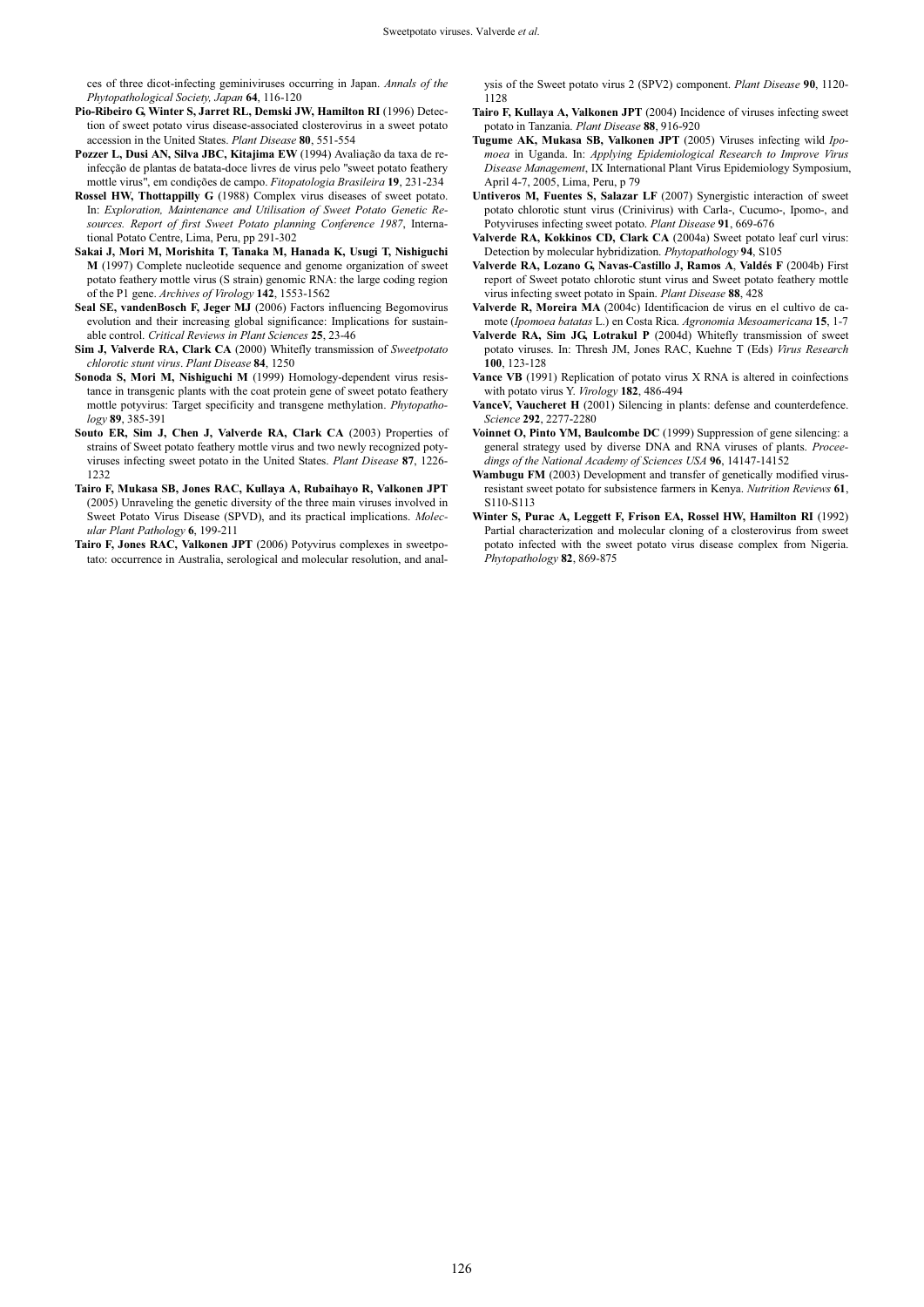ces of three dicot-infecting geminiviruses occurring in Japan. *Annals of the Phytopathological Society, Japan* **64**, 116-120

**Pio-Ribeiro G, Winter S, Jarret RL, Demski JW, Hamilton RI** (1996) Detection of sweet potato virus disease-associated closterovirus in a sweet potato accession in the United States. *Plant Disease* **80**, 551-554

**Pozzer L, Dusi AN, Silva JBC, Kitajima EW** (1994) Avaliação da taxa de reinfecção de plantas de batata-doce livres de virus pelo "sweet potato feathery mottle virus", em condições de campo. *Fitopatologia Brasileira* **19**, 231-234

**Rossel HW, Thottappilly G** (1988) Complex virus diseases of sweet potato. In: *Exploration, Maintenance and Utilisation of Sweet Potato Genetic Resources. Report of first Sweet Potato planning Conference 1987*, International Potato Centre, Lima, Peru, pp 291-302

**Sakai J, Mori M, Morishita T, Tanaka M, Hanada K, Usugi T, Nishiguchi M** (1997) Complete nucleotide sequence and genome organization of sweet potato feathery mottle virus (S strain) genomic RNA: the large coding region of the P1 gene. *Archives of Virology* **142**, 1553-1562

**Seal SE, vandenBosch F, Jeger MJ** (2006) Factors influencing Begomovirus evolution and their increasing global significance: Implications for sustainable control. *Critical Reviews in Plant Sciences* **25**, 23-46

**Sim J, Valverde RA, Clark CA** (2000) Whitefly transmission of *Sweetpotato chlorotic stunt virus*. *Plant Disease* **84**, 1250

**Sonoda S, Mori M, Nishiguchi M** (1999) Homology-dependent virus resistance in transgenic plants with the coat protein gene of sweet potato feathery mottle potyvirus: Target specificity and transgene methylation. *Phytopathology* **89**, 385-391

**Souto ER, Sim J, Chen J, Valverde RA, Clark CA** (2003) Properties of strains of Sweet potato feathery mottle virus and two newly recognized potyviruses infecting sweet potato in the United States. *Plant Disease* **87**, 1226-1232

**Tairo F, Mukasa SB, Jones RAC, Kullaya A, Rubaihayo R, Valkonen JPT** (2005) Unraveling the genetic diversity of the three main viruses involved in Sweet Potato Virus Disease (SPVD), and its practical implications. *Molecular Plant Pathology* **6**, 199-211

**Tairo F, Jones RAC, Valkonen JPT** (2006) Potyvirus complexes in sweetpotato: occurrence in Australia, serological and molecular resolution, and analysis of the Sweet potato virus 2 (SPV2) component. *Plant Disease* **90**, 1120-1128

**Tairo F, Kullaya A, Valkonen JPT** (2004) Incidence of viruses infecting sweet potato in Tanzania. *Plant Disease* **88**, 916-920

**Tugume AK, Mukasa SB, Valkonen JPT** (2005) Viruses infecting wild *Ipomoea* in Uganda. In: *Applying Epidemiological Research to Improve Virus Disease Management*, IX International Plant Virus Epidemiology Symposium, April 4-7, 2005, Lima, Peru, p 79

**Untiveros M, Fuentes S, Salazar LF** (2007) Synergistic interaction of sweet potato chlorotic stunt virus (Crinivirus) with Carla-, Cucumo-, Ipomo-, and Potyviruses infecting sweet potato. *Plant Disease* **91**, 669-676

**Valverde RA, Kokkinos CD, Clark CA** (2004a) Sweet potato leaf curl virus: Detection by molecular hybridization. *Phytopathology* **94**, S105

**Valverde RA, Lozano G, Navas-Castillo J, Ramos A, Valdés F** (2004b) First report of Sweet potato chlorotic stunt virus and Sweet potato feathery mottle virus infecting sweet potato in Spain. *Plant Disease* **88**, 428

**Valverde R, Moreira MA** (2004c) Identificacion de virus en el cultivo de camote (*Ipomoea batatas* L.) en Costa Rica. *Agronomia Mesoamericana* **15**, 1-7

**Valverde RA, Sim JG, Lotrakul P** (2004d) Whitefly transmission of sweet potato viruses. In: Thresh JM, Jones RAC, Kuehne T (Eds) *Virus Research* **100**, 123-128

**Vance VB** (1991) Replication of potato virus X RNA is altered in coinfections with potato virus Y. *Virology* **182**, 486-494

**VanceV, Vaucheret H** (2001) Silencing in plants: defense and counterdefence. *Science* **292**, 2277-2280

**Voinnet O, Pinto YM, Baulcombe DC** (1999) Suppression of gene silencing: a general strategy used by diverse DNA and RNA viruses of plants. *Proceedings of the National Academy of Sciences USA* **96**, 14147-14152

**Wambugu FM** (2003) Development and transfer of genetically modified virus-resistant sweet potato for subsistence farmers in Kenya. *Nutrition Reviews* **61**, S110-S113

**Winter S, Purac A, Leggett F, Frison EA, Rossel HW, Hamilton RI** (1992) Partial characterization and molecular cloning of a closterovirus from sweet potato infected with the sweet potato virus disease complex from Nigeria. *Phytopathology* **82**, 869-875